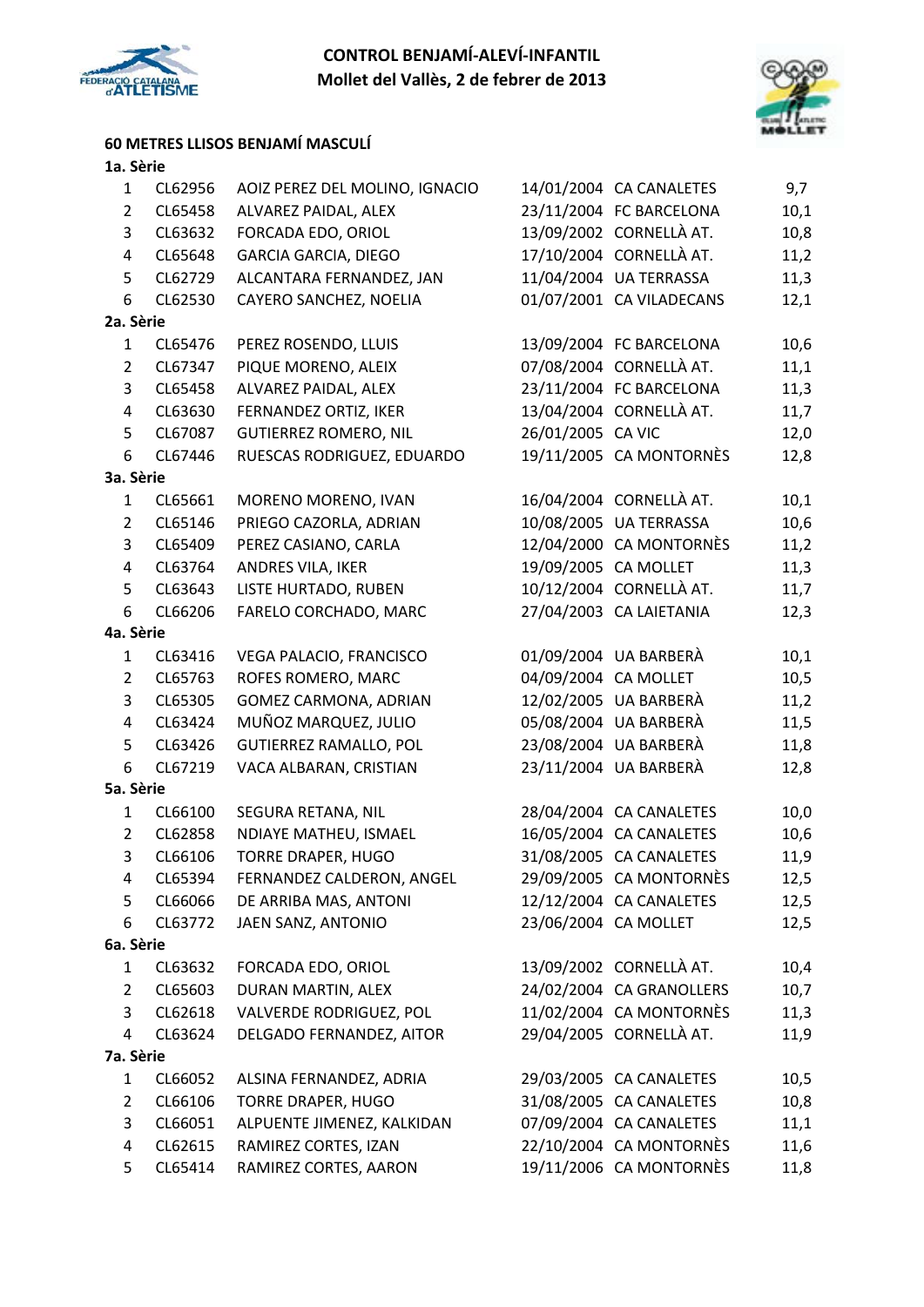# CONTROL BENJAMÍ-ALEVÍ-INFANTIL
## Mollet del Vallès, 2 de febrer de 2013

### 60 METRES LLISOS BENJAMÍ MASCULÍ

**1a. Sèrie**

| | | | | | |
|---|---|---|---|---|---|
| 1 | CL62956 | AOIZ PEREZ DEL MOLINO, IGNACIO | 14/01/2004 | CA CANALETES | 9,7 |
| 2 | CL65458 | ALVAREZ PAIDAL, ALEX | 23/11/2004 | FC BARCELONA | 10,1 |
| 3 | CL63632 | FORCADA EDO, ORIOL | 13/09/2002 | CORNELLÀ AT. | 10,8 |
| 4 | CL65648 | GARCIA GARCIA, DIEGO | 17/10/2004 | CORNELLÀ AT. | 11,2 |
| 5 | CL62729 | ALCANTARA FERNANDEZ, JAN | 11/04/2004 | UA TERRASSA | 11,3 |
| 6 | CL62530 | CAYERO SANCHEZ, NOELIA | 01/07/2001 | CA VILADECANS | 12,1 |

**2a. Sèrie**

| | | | | | |
|---|---|---|---|---|---|
| 1 | CL65476 | PEREZ ROSENDO, LLUIS | 13/09/2004 | FC BARCELONA | 10,6 |
| 2 | CL67347 | PIQUE MORENO, ALEIX | 07/08/2004 | CORNELLÀ AT. | 11,1 |
| 3 | CL65458 | ALVAREZ PAIDAL, ALEX | 23/11/2004 | FC BARCELONA | 11,3 |
| 4 | CL63630 | FERNANDEZ ORTIZ, IKER | 13/04/2004 | CORNELLÀ AT. | 11,7 |
| 5 | CL67087 | GUTIERREZ ROMERO, NIL | 26/01/2005 | CA VIC | 12,0 |
| 6 | CL67446 | RUESCAS RODRIGUEZ, EDUARDO | 19/11/2005 | CA MONTORNÈS | 12,8 |

**3a. Sèrie**

| | | | | | |
|---|---|---|---|---|---|
| 1 | CL65661 | MORENO MORENO, IVAN | 16/04/2004 | CORNELLÀ AT. | 10,1 |
| 2 | CL65146 | PRIEGO CAZORLA, ADRIAN | 10/08/2005 | UA TERRASSA | 10,6 |
| 3 | CL65409 | PEREZ CASIANO, CARLA | 12/04/2000 | CA MONTORNÈS | 11,2 |
| 4 | CL63764 | ANDRES VILA, IKER | 19/09/2005 | CA MOLLET | 11,3 |
| 5 | CL63643 | LISTE HURTADO, RUBEN | 10/12/2004 | CORNELLÀ AT. | 11,7 |
| 6 | CL66206 | FARELO CORCHADO, MARC | 27/04/2003 | CA LAIETANIA | 12,3 |

**4a. Sèrie**

| | | | | | |
|---|---|---|---|---|---|
| 1 | CL63416 | VEGA PALACIO, FRANCISCO | 01/09/2004 | UA BARBERÀ | 10,1 |
| 2 | CL65763 | ROFES ROMERO, MARC | 04/09/2004 | CA MOLLET | 10,5 |
| 3 | CL65305 | GOMEZ CARMONA, ADRIAN | 12/02/2005 | UA BARBERÀ | 11,2 |
| 4 | CL63424 | MUÑOZ MARQUEZ, JULIO | 05/08/2004 | UA BARBERÀ | 11,5 |
| 5 | CL63426 | GUTIERREZ RAMALLO, POL | 23/08/2004 | UA BARBERÀ | 11,8 |
| 6 | CL67219 | VACA ALBARAN, CRISTIAN | 23/11/2004 | UA BARBERÀ | 12,8 |

**5a. Sèrie**

| | | | | | |
|---|---|---|---|---|---|
| 1 | CL66100 | SEGURA RETANA, NIL | 28/04/2004 | CA CANALETES | 10,0 |
| 2 | CL62858 | NDIAYE MATHEU, ISMAEL | 16/05/2004 | CA CANALETES | 10,6 |
| 3 | CL66106 | TORRE DRAPER, HUGO | 31/08/2005 | CA CANALETES | 11,9 |
| 4 | CL65394 | FERNANDEZ CALDERON, ANGEL | 29/09/2005 | CA MONTORNÈS | 12,5 |
| 5 | CL66066 | DE ARRIBA MAS, ANTONI | 12/12/2004 | CA CANALETES | 12,5 |
| 6 | CL63772 | JAEN SANZ, ANTONIO | 23/06/2004 | CA MOLLET | 12,5 |

**6a. Sèrie**

| | | | | | |
|---|---|---|---|---|---|
| 1 | CL63632 | FORCADA EDO, ORIOL | 13/09/2002 | CORNELLÀ AT. | 10,4 |
| 2 | CL65603 | DURAN MARTIN, ALEX | 24/02/2004 | CA GRANOLLERS | 10,7 |
| 3 | CL62618 | VALVERDE RODRIGUEZ, POL | 11/02/2004 | CA MONTORNÈS | 11,3 |
| 4 | CL63624 | DELGADO FERNANDEZ, AITOR | 29/04/2005 | CORNELLÀ AT. | 11,9 |

**7a. Sèrie**

| | | | | | |
|---|---|---|---|---|---|
| 1 | CL66052 | ALSINA FERNANDEZ, ADRIA | 29/03/2005 | CA CANALETES | 10,5 |
| 2 | CL66106 | TORRE DRAPER, HUGO | 31/08/2005 | CA CANALETES | 10,8 |
| 3 | CL66051 | ALPUENTE JIMENEZ, KALKIDAN | 07/09/2004 | CA CANALETES | 11,1 |
| 4 | CL62615 | RAMIREZ CORTES, IZAN | 22/10/2004 | CA MONTORNÈS | 11,6 |
| 5 | CL65414 | RAMIREZ CORTES, AARON | 19/11/2006 | CA MONTORNÈS | 11,8 |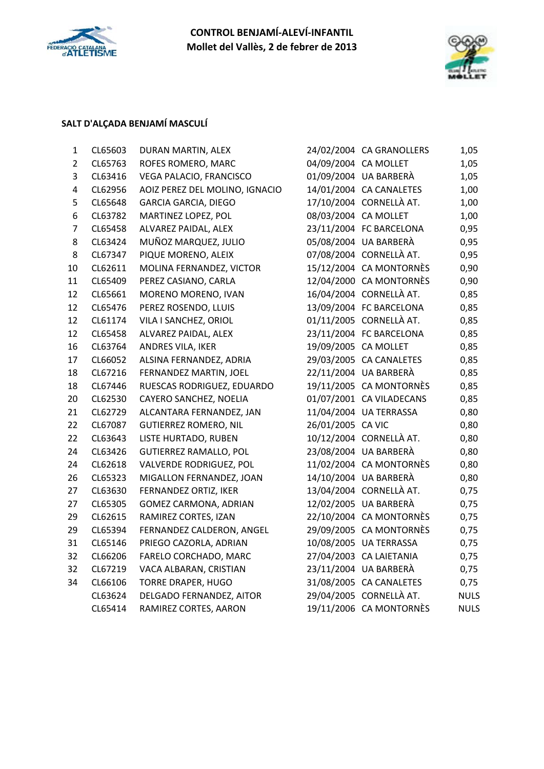**CONTROL BENJAMÍ-ALEVÍ-INFANTIL**
**Mollet del Vallès, 2 de febrer de 2013**

### SALT D'ALÇADA BENJAMÍ MASCULÍ

| | | | | | |
|---|---|---|---|---|---|
| 1 | CL65603 | DURAN MARTIN, ALEX | 24/02/2004 | CA GRANOLLERS | 1,05 |
| 2 | CL65763 | ROFES ROMERO, MARC | 04/09/2004 | CA MOLLET | 1,05 |
| 3 | CL63416 | VEGA PALACIO, FRANCISCO | 01/09/2004 | UA BARBERÀ | 1,05 |
| 4 | CL62956 | AOIZ PEREZ DEL MOLINO, IGNACIO | 14/01/2004 | CA CANALETES | 1,00 |
| 5 | CL65648 | GARCIA GARCIA, DIEGO | 17/10/2004 | CORNELLÀ AT. | 1,00 |
| 6 | CL63782 | MARTINEZ LOPEZ, POL | 08/03/2004 | CA MOLLET | 1,00 |
| 7 | CL65458 | ALVAREZ PAIDAL, ALEX | 23/11/2004 | FC BARCELONA | 0,95 |
| 8 | CL63424 | MUÑOZ MARQUEZ, JULIO | 05/08/2004 | UA BARBERÀ | 0,95 |
| 8 | CL67347 | PIQUE MORENO, ALEIX | 07/08/2004 | CORNELLÀ AT. | 0,95 |
| 10 | CL62611 | MOLINA FERNANDEZ, VICTOR | 15/12/2004 | CA MONTORNÈS | 0,90 |
| 11 | CL65409 | PEREZ CASIANO, CARLA | 12/04/2000 | CA MONTORNÈS | 0,90 |
| 12 | CL65661 | MORENO MORENO, IVAN | 16/04/2004 | CORNELLÀ AT. | 0,85 |
| 12 | CL65476 | PEREZ ROSENDO, LLUIS | 13/09/2004 | FC BARCELONA | 0,85 |
| 12 | CL61174 | VILA I SANCHEZ, ORIOL | 01/11/2005 | CORNELLÀ AT. | 0,85 |
| 12 | CL65458 | ALVAREZ PAIDAL, ALEX | 23/11/2004 | FC BARCELONA | 0,85 |
| 16 | CL63764 | ANDRES VILA, IKER | 19/09/2005 | CA MOLLET | 0,85 |
| 17 | CL66052 | ALSINA FERNANDEZ, ADRIA | 29/03/2005 | CA CANALETES | 0,85 |
| 18 | CL67216 | FERNANDEZ MARTIN, JOEL | 22/11/2004 | UA BARBERÀ | 0,85 |
| 18 | CL67446 | RUESCAS RODRIGUEZ, EDUARDO | 19/11/2005 | CA MONTORNÈS | 0,85 |
| 20 | CL62530 | CAYERO SANCHEZ, NOELIA | 01/07/2001 | CA VILADECANS | 0,85 |
| 21 | CL62729 | ALCANTARA FERNANDEZ, JAN | 11/04/2004 | UA TERRASSA | 0,80 |
| 22 | CL67087 | GUTIERREZ ROMERO, NIL | 26/01/2005 | CA VIC | 0,80 |
| 22 | CL63643 | LISTE HURTADO, RUBEN | 10/12/2004 | CORNELLÀ AT. | 0,80 |
| 24 | CL63426 | GUTIERREZ RAMALLO, POL | 23/08/2004 | UA BARBERÀ | 0,80 |
| 24 | CL62618 | VALVERDE RODRIGUEZ, POL | 11/02/2004 | CA MONTORNÈS | 0,80 |
| 26 | CL65323 | MIGALLON FERNANDEZ, JOAN | 14/10/2004 | UA BARBERÀ | 0,80 |
| 27 | CL63630 | FERNANDEZ ORTIZ, IKER | 13/04/2004 | CORNELLÀ AT. | 0,75 |
| 27 | CL65305 | GOMEZ CARMONA, ADRIAN | 12/02/2005 | UA BARBERÀ | 0,75 |
| 29 | CL62615 | RAMIREZ CORTES, IZAN | 22/10/2004 | CA MONTORNÈS | 0,75 |
| 29 | CL65394 | FERNANDEZ CALDERON, ANGEL | 29/09/2005 | CA MONTORNÈS | 0,75 |
| 31 | CL65146 | PRIEGO CAZORLA, ADRIAN | 10/08/2005 | UA TERRASSA | 0,75 |
| 32 | CL66206 | FARELO CORCHADO, MARC | 27/04/2003 | CA LAIETANIA | 0,75 |
| 32 | CL67219 | VACA ALBARAN, CRISTIAN | 23/11/2004 | UA BARBERÀ | 0,75 |
| 34 | CL66106 | TORRE DRAPER, HUGO | 31/08/2005 | CA CANALETES | 0,75 |
| | CL63624 | DELGADO FERNANDEZ, AITOR | 29/04/2005 | CORNELLÀ AT. | NULS |
| | CL65414 | RAMIREZ CORTES, AARON | 19/11/2006 | CA MONTORNÈS | NULS |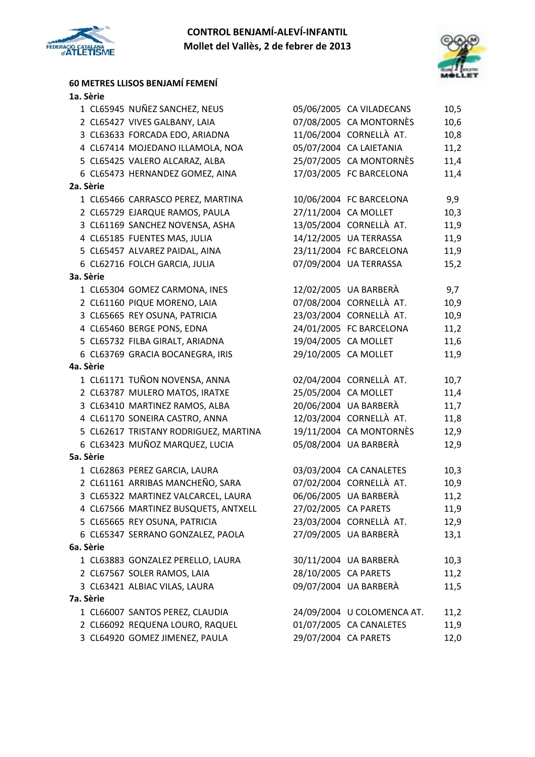**CONTROL BENJAMÍ-ALEVÍ-INFANTIL**
**Mollet del Vallès, 2 de febrer de 2013**

### 60 METRES LLISOS BENJAMÍ FEMENÍ

**1a. Sèrie**

| | | | | | |
|---|---|---|---|---|---|
| 1 | CL65945 | NUÑEZ SANCHEZ, NEUS | 05/06/2005 | CA VILADECANS | 10,5 |
| 2 | CL65427 | VIVES GALBANY, LAIA | 07/08/2005 | CA MONTORNÈS | 10,6 |
| 3 | CL63633 | FORCADA EDO, ARIADNA | 11/06/2004 | CORNELLÀ AT. | 10,8 |
| 4 | CL67414 | MOJEDANO ILLAMOLA, NOA | 05/07/2004 | CA LAIETANIA | 11,2 |
| 5 | CL65425 | VALERO ALCARAZ, ALBA | 25/07/2005 | CA MONTORNÈS | 11,4 |
| 6 | CL65473 | HERNANDEZ GOMEZ, AINA | 17/03/2005 | FC BARCELONA | 11,4 |

**2a. Sèrie**

| | | | | | |
|---|---|---|---|---|---|
| 1 | CL65466 | CARRASCO PEREZ, MARTINA | 10/06/2004 | FC BARCELONA | 9,9 |
| 2 | CL65729 | EJARQUE RAMOS, PAULA | 27/11/2004 | CA MOLLET | 10,3 |
| 3 | CL61169 | SANCHEZ NOVENSA, ASHA | 13/05/2004 | CORNELLÀ AT. | 11,9 |
| 4 | CL65185 | FUENTES MAS, JULIA | 14/12/2005 | UA TERRASSA | 11,9 |
| 5 | CL65457 | ALVAREZ PAIDAL, AINA | 23/11/2004 | FC BARCELONA | 11,9 |
| 6 | CL62716 | FOLCH GARCIA, JULIA | 07/09/2004 | UA TERRASSA | 15,2 |

**3a. Sèrie**

| | | | | | |
|---|---|---|---|---|---|
| 1 | CL65304 | GOMEZ CARMONA, INES | 12/02/2005 | UA BARBERÀ | 9,7 |
| 2 | CL61160 | PIQUE MORENO, LAIA | 07/08/2004 | CORNELLÀ AT. | 10,9 |
| 3 | CL65665 | REY OSUNA, PATRICIA | 23/03/2004 | CORNELLÀ AT. | 10,9 |
| 4 | CL65460 | BERGE PONS, EDNA | 24/01/2005 | FC BARCELONA | 11,2 |
| 5 | CL65732 | FILBA GIRALT, ARIADNA | 19/04/2005 | CA MOLLET | 11,6 |
| 6 | CL63769 | GRACIA BOCANEGRA, IRIS | 29/10/2005 | CA MOLLET | 11,9 |

**4a. Sèrie**

| | | | | | |
|---|---|---|---|---|---|
| 1 | CL61171 | TUÑON NOVENSA, ANNA | 02/04/2004 | CORNELLÀ AT. | 10,7 |
| 2 | CL63787 | MULERO MATOS, IRATXE | 25/05/2004 | CA MOLLET | 11,4 |
| 3 | CL63410 | MARTINEZ RAMOS, ALBA | 20/06/2004 | UA BARBERÀ | 11,7 |
| 4 | CL61170 | SONEIRA CASTRO, ANNA | 12/03/2004 | CORNELLÀ AT. | 11,8 |
| 5 | CL62617 | TRISTANY RODRIGUEZ, MARTINA | 19/11/2004 | CA MONTORNÈS | 12,9 |
| 6 | CL63423 | MUÑOZ MARQUEZ, LUCIA | 05/08/2004 | UA BARBERÀ | 12,9 |

**5a. Sèrie**

| | | | | | |
|---|---|---|---|---|---|
| 1 | CL62863 | PEREZ GARCIA, LAURA | 03/03/2004 | CA CANALETES | 10,3 |
| 2 | CL61161 | ARRIBAS MANCHEÑO, SARA | 07/02/2004 | CORNELLÀ AT. | 10,9 |
| 3 | CL65322 | MARTINEZ VALCARCEL, LAURA | 06/06/2005 | UA BARBERÀ | 11,2 |
| 4 | CL67566 | MARTINEZ BUSQUETS, ANTXELL | 27/02/2005 | CA PARETS | 11,9 |
| 5 | CL65665 | REY OSUNA, PATRICIA | 23/03/2004 | CORNELLÀ AT. | 12,9 |
| 6 | CL65347 | SERRANO GONZALEZ, PAOLA | 27/09/2005 | UA BARBERÀ | 13,1 |

**6a. Sèrie**

| | | | | | |
|---|---|---|---|---|---|
| 1 | CL63883 | GONZALEZ PERELLO, LAURA | 30/11/2004 | UA BARBERÀ | 10,3 |
| 2 | CL67567 | SOLER RAMOS, LAIA | 28/10/2005 | CA PARETS | 11,2 |
| 3 | CL63421 | ALBIAC VILAS, LAURA | 09/07/2004 | UA BARBERÀ | 11,5 |

**7a. Sèrie**

| | | | | | |
|---|---|---|---|---|---|
| 1 | CL66007 | SANTOS PEREZ, CLAUDIA | 24/09/2004 | U COLOMENCA AT. | 11,2 |
| 2 | CL66092 | REQUENA LOURO, RAQUEL | 01/07/2005 | CA CANALETES | 11,9 |
| 3 | CL64920 | GOMEZ JIMENEZ, PAULA | 29/07/2004 | CA PARETS | 12,0 |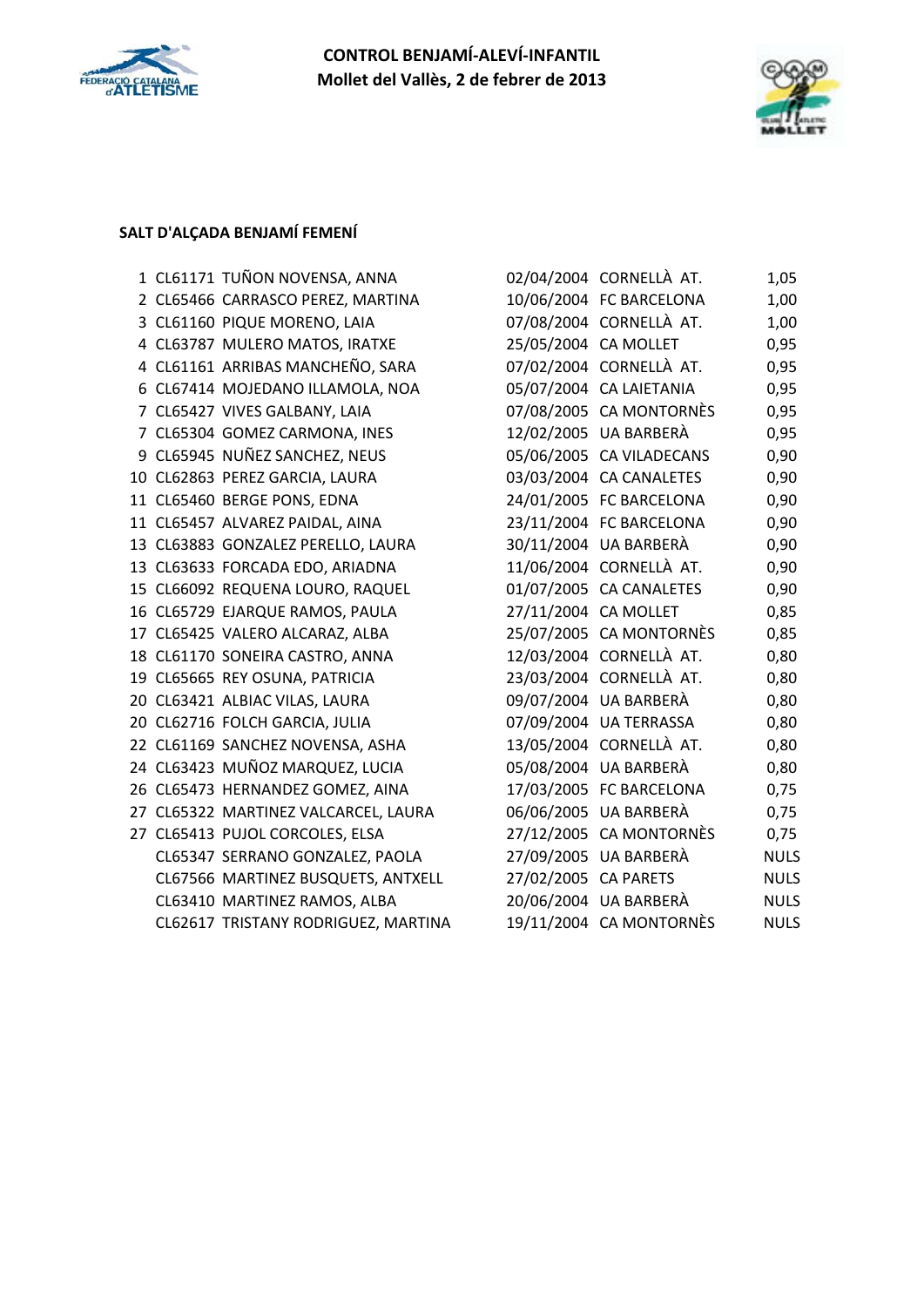**CONTROL BENJAMÍ-ALEVÍ-INFANTIL**
**Mollet del Vallès, 2 de febrer de 2013**

### SALT D'ALÇADA BENJAMÍ FEMENÍ

| | | | | | |
|---|---|---|---|---|---|
| 1 | CL61171 | TUÑON NOVENSA, ANNA | 02/04/2004 | CORNELLÀ AT. | 1,05 |
| 2 | CL65466 | CARRASCO PEREZ, MARTINA | 10/06/2004 | FC BARCELONA | 1,00 |
| 3 | CL61160 | PIQUE MORENO, LAIA | 07/08/2004 | CORNELLÀ AT. | 1,00 |
| 4 | CL63787 | MULERO MATOS, IRATXE | 25/05/2004 | CA MOLLET | 0,95 |
| 4 | CL61161 | ARRIBAS MANCHEÑO, SARA | 07/02/2004 | CORNELLÀ AT. | 0,95 |
| 6 | CL67414 | MOJEDANO ILLAMOLA, NOA | 05/07/2004 | CA LAIETANIA | 0,95 |
| 7 | CL65427 | VIVES GALBANY, LAIA | 07/08/2005 | CA MONTORNÈS | 0,95 |
| 7 | CL65304 | GOMEZ CARMONA, INES | 12/02/2005 | UA BARBERÀ | 0,95 |
| 9 | CL65945 | NUÑEZ SANCHEZ, NEUS | 05/06/2005 | CA VILADECANS | 0,90 |
| 10 | CL62863 | PEREZ GARCIA, LAURA | 03/03/2004 | CA CANALETES | 0,90 |
| 11 | CL65460 | BERGE PONS, EDNA | 24/01/2005 | FC BARCELONA | 0,90 |
| 11 | CL65457 | ALVAREZ PAIDAL, AINA | 23/11/2004 | FC BARCELONA | 0,90 |
| 13 | CL63883 | GONZALEZ PERELLO, LAURA | 30/11/2004 | UA BARBERÀ | 0,90 |
| 13 | CL63633 | FORCADA EDO, ARIADNA | 11/06/2004 | CORNELLÀ AT. | 0,90 |
| 15 | CL66092 | REQUENA LOURO, RAQUEL | 01/07/2005 | CA CANALETES | 0,90 |
| 16 | CL65729 | EJARQUE RAMOS, PAULA | 27/11/2004 | CA MOLLET | 0,85 |
| 17 | CL65425 | VALERO ALCARAZ, ALBA | 25/07/2005 | CA MONTORNÈS | 0,85 |
| 18 | CL61170 | SONEIRA CASTRO, ANNA | 12/03/2004 | CORNELLÀ AT. | 0,80 |
| 19 | CL65665 | REY OSUNA, PATRICIA | 23/03/2004 | CORNELLÀ AT. | 0,80 |
| 20 | CL63421 | ALBIAC VILAS, LAURA | 09/07/2004 | UA BARBERÀ | 0,80 |
| 20 | CL62716 | FOLCH GARCIA, JULIA | 07/09/2004 | UA TERRASSA | 0,80 |
| 22 | CL61169 | SANCHEZ NOVENSA, ASHA | 13/05/2004 | CORNELLÀ AT. | 0,80 |
| 24 | CL63423 | MUÑOZ MARQUEZ, LUCIA | 05/08/2004 | UA BARBERÀ | 0,80 |
| 26 | CL65473 | HERNANDEZ GOMEZ, AINA | 17/03/2005 | FC BARCELONA | 0,75 |
| 27 | CL65322 | MARTINEZ VALCARCEL, LAURA | 06/06/2005 | UA BARBERÀ | 0,75 |
| 27 | CL65413 | PUJOL CORCOLES, ELSA | 27/12/2005 | CA MONTORNÈS | 0,75 |
| | CL65347 | SERRANO GONZALEZ, PAOLA | 27/09/2005 | UA BARBERÀ | NULS |
| | CL67566 | MARTINEZ BUSQUETS, ANTXELL | 27/02/2005 | CA PARETS | NULS |
| | CL63410 | MARTINEZ RAMOS, ALBA | 20/06/2004 | UA BARBERÀ | NULS |
| | CL62617 | TRISTANY RODRIGUEZ, MARTINA | 19/11/2004 | CA MONTORNÈS | NULS |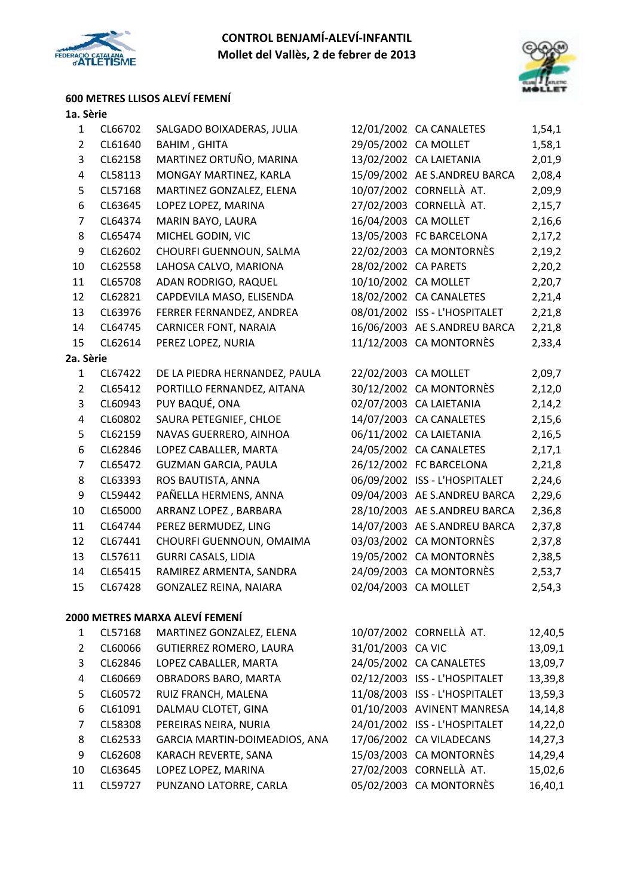**CONTROL BENJAMÍ-ALEVÍ-INFANTIL**
**Mollet del Vallès, 2 de febrer de 2013**

## 600 METRES LLISOS ALEVÍ FEMENÍ

### 1a. Sèrie

| | | | | | |
|---|---|---|---|---|---|
| 1 | CL66702 | SALGADO BOIXADERAS, JULIA | 12/01/2002 | CA CANALETES | 1,54,1 |
| 2 | CL61640 | BAHIM , GHITA | 29/05/2002 | CA MOLLET | 1,58,1 |
| 3 | CL62158 | MARTINEZ ORTUÑO, MARINA | 13/02/2002 | CA LAIETANIA | 2,01,9 |
| 4 | CL58113 | MONGAY MARTINEZ, KARLA | 15/09/2002 | AE S.ANDREU BARCA | 2,08,4 |
| 5 | CL57168 | MARTINEZ GONZALEZ, ELENA | 10/07/2002 | CORNELLÀ AT. | 2,09,9 |
| 6 | CL63645 | LOPEZ LOPEZ, MARINA | 27/02/2003 | CORNELLÀ AT. | 2,15,7 |
| 7 | CL64374 | MARIN BAYO, LAURA | 16/04/2003 | CA MOLLET | 2,16,6 |
| 8 | CL65474 | MICHEL GODIN, VIC | 13/05/2003 | FC BARCELONA | 2,17,2 |
| 9 | CL62602 | CHOURFI GUENNOUN, SALMA | 22/02/2003 | CA MONTORNÈS | 2,19,2 |
| 10 | CL62558 | LAHOSA CALVO, MARIONA | 28/02/2002 | CA PARETS | 2,20,2 |
| 11 | CL65708 | ADAN RODRIGO, RAQUEL | 10/10/2002 | CA MOLLET | 2,20,7 |
| 12 | CL62821 | CAPDEVILA MASO, ELISENDA | 18/02/2002 | CA CANALETES | 2,21,4 |
| 13 | CL63976 | FERRER FERNANDEZ, ANDREA | 08/01/2002 | ISS - L'HOSPITALET | 2,21,8 |
| 14 | CL64745 | CARNICER FONT, NARAIA | 16/06/2003 | AE S.ANDREU BARCA | 2,21,8 |
| 15 | CL62614 | PEREZ LOPEZ, NURIA | 11/12/2003 | CA MONTORNÈS | 2,33,4 |

### 2a. Sèrie

| | | | | | |
|---|---|---|---|---|---|
| 1 | CL67422 | DE LA PIEDRA HERNANDEZ, PAULA | 22/02/2003 | CA MOLLET | 2,09,7 |
| 2 | CL65412 | PORTILLO FERNANDEZ, AITANA | 30/12/2002 | CA MONTORNÈS | 2,12,0 |
| 3 | CL60943 | PUY BAQUÉ, ONA | 02/07/2003 | CA LAIETANIA | 2,14,2 |
| 4 | CL60802 | SAURA PETEGNIEF, CHLOE | 14/07/2003 | CA CANALETES | 2,15,6 |
| 5 | CL62159 | NAVAS GUERRERO, AINHOA | 06/11/2002 | CA LAIETANIA | 2,16,5 |
| 6 | CL62846 | LOPEZ CABALLER, MARTA | 24/05/2002 | CA CANALETES | 2,17,1 |
| 7 | CL65472 | GUZMAN GARCIA, PAULA | 26/12/2002 | FC BARCELONA | 2,21,8 |
| 8 | CL63393 | ROS BAUTISTA, ANNA | 06/09/2002 | ISS - L'HOSPITALET | 2,24,6 |
| 9 | CL59442 | PAÑELLA HERMENS, ANNA | 09/04/2003 | AE S.ANDREU BARCA | 2,29,6 |
| 10 | CL65000 | ARRANZ LOPEZ , BARBARA | 28/10/2003 | AE S.ANDREU BARCA | 2,36,8 |
| 11 | CL64744 | PEREZ BERMUDEZ, LING | 14/07/2003 | AE S.ANDREU BARCA | 2,37,8 |
| 12 | CL67441 | CHOURFI GUENNOUN, OMAIMA | 03/03/2002 | CA MONTORNÈS | 2,37,8 |
| 13 | CL57611 | GURRI CASALS, LIDIA | 19/05/2002 | CA MONTORNÈS | 2,38,5 |
| 14 | CL65415 | RAMIREZ ARMENTA, SANDRA | 24/09/2003 | CA MONTORNÈS | 2,53,7 |
| 15 | CL67428 | GONZALEZ REINA, NAIARA | 02/04/2003 | CA MOLLET | 2,54,3 |

## 2000 METRES MARXA ALEVÍ FEMENÍ

| | | | | | |
|---|---|---|---|---|---|
| 1 | CL57168 | MARTINEZ GONZALEZ, ELENA | 10/07/2002 | CORNELLÀ AT. | 12,40,5 |
| 2 | CL60066 | GUTIERREZ ROMERO, LAURA | 31/01/2003 | CA VIC | 13,09,1 |
| 3 | CL62846 | LOPEZ CABALLER, MARTA | 24/05/2002 | CA CANALETES | 13,09,7 |
| 4 | CL60669 | OBRADORS BARO, MARTA | 02/12/2003 | ISS - L'HOSPITALET | 13,39,8 |
| 5 | CL60572 | RUIZ FRANCH, MALENA | 11/08/2003 | ISS - L'HOSPITALET | 13,59,3 |
| 6 | CL61091 | DALMAU CLOTET, GINA | 01/10/2003 | AVINENT MANRESA | 14,14,8 |
| 7 | CL58308 | PEREIRAS NEIRA, NURIA | 24/01/2002 | ISS - L'HOSPITALET | 14,22,0 |
| 8 | CL62533 | GARCIA MARTIN-DOIMEADIOS, ANA | 17/06/2002 | CA VILADECANS | 14,27,3 |
| 9 | CL62608 | KARACH REVERTE, SANA | 15/03/2003 | CA MONTORNÈS | 14,29,4 |
| 10 | CL63645 | LOPEZ LOPEZ, MARINA | 27/02/2003 | CORNELLÀ AT. | 15,02,6 |
| 11 | CL59727 | PUNZANO LATORRE, CARLA | 05/02/2003 | CA MONTORNÈS | 16,40,1 |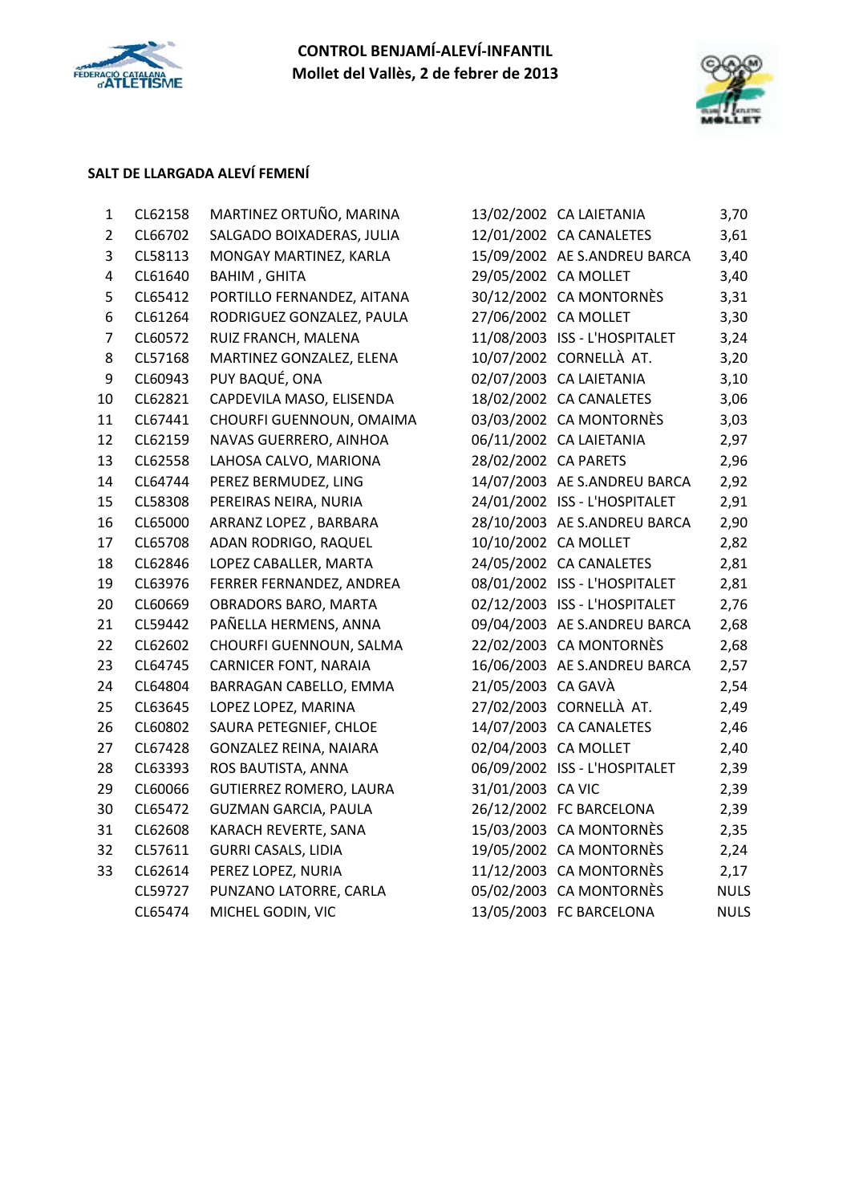**CONTROL BENJAMÍ-ALEVÍ-INFANTIL**
**Mollet del Vallès, 2 de febrer de 2013**

### SALT DE LLARGADA ALEVÍ FEMENÍ

| | | | | | |
|---|---|---|---|---|---|
| 1 | CL62158 | MARTINEZ ORTUÑO, MARINA | 13/02/2002 | CA LAIETANIA | 3,70 |
| 2 | CL66702 | SALGADO BOIXADERAS, JULIA | 12/01/2002 | CA CANALETES | 3,61 |
| 3 | CL58113 | MONGAY MARTINEZ, KARLA | 15/09/2002 | AE S.ANDREU BARCA | 3,40 |
| 4 | CL61640 | BAHIM , GHITA | 29/05/2002 | CA MOLLET | 3,40 |
| 5 | CL65412 | PORTILLO FERNANDEZ, AITANA | 30/12/2002 | CA MONTORNÈS | 3,31 |
| 6 | CL61264 | RODRIGUEZ GONZALEZ, PAULA | 27/06/2002 | CA MOLLET | 3,30 |
| 7 | CL60572 | RUIZ FRANCH, MALENA | 11/08/2003 | ISS - L'HOSPITALET | 3,24 |
| 8 | CL57168 | MARTINEZ GONZALEZ, ELENA | 10/07/2002 | CORNELLÀ AT. | 3,20 |
| 9 | CL60943 | PUY BAQUÉ, ONA | 02/07/2003 | CA LAIETANIA | 3,10 |
| 10 | CL62821 | CAPDEVILA MASO, ELISENDA | 18/02/2002 | CA CANALETES | 3,06 |
| 11 | CL67441 | CHOURFI GUENNOUN, OMAIMA | 03/03/2002 | CA MONTORNÈS | 3,03 |
| 12 | CL62159 | NAVAS GUERRERO, AINHOA | 06/11/2002 | CA LAIETANIA | 2,97 |
| 13 | CL62558 | LAHOSA CALVO, MARIONA | 28/02/2002 | CA PARETS | 2,96 |
| 14 | CL64744 | PEREZ BERMUDEZ, LING | 14/07/2003 | AE S.ANDREU BARCA | 2,92 |
| 15 | CL58308 | PEREIRAS NEIRA, NURIA | 24/01/2002 | ISS - L'HOSPITALET | 2,91 |
| 16 | CL65000 | ARRANZ LOPEZ , BARBARA | 28/10/2003 | AE S.ANDREU BARCA | 2,90 |
| 17 | CL65708 | ADAN RODRIGO, RAQUEL | 10/10/2002 | CA MOLLET | 2,82 |
| 18 | CL62846 | LOPEZ CABALLER, MARTA | 24/05/2002 | CA CANALETES | 2,81 |
| 19 | CL63976 | FERRER FERNANDEZ, ANDREA | 08/01/2002 | ISS - L'HOSPITALET | 2,81 |
| 20 | CL60669 | OBRADORS BARO, MARTA | 02/12/2003 | ISS - L'HOSPITALET | 2,76 |
| 21 | CL59442 | PAÑELLA HERMENS, ANNA | 09/04/2003 | AE S.ANDREU BARCA | 2,68 |
| 22 | CL62602 | CHOURFI GUENNOUN, SALMA | 22/02/2003 | CA MONTORNÈS | 2,68 |
| 23 | CL64745 | CARNICER FONT, NARAIA | 16/06/2003 | AE S.ANDREU BARCA | 2,57 |
| 24 | CL64804 | BARRAGAN CABELLO, EMMA | 21/05/2003 | CA GAVÀ | 2,54 |
| 25 | CL63645 | LOPEZ LOPEZ, MARINA | 27/02/2003 | CORNELLÀ AT. | 2,49 |
| 26 | CL60802 | SAURA PETEGNIEF, CHLOE | 14/07/2003 | CA CANALETES | 2,46 |
| 27 | CL67428 | GONZALEZ REINA, NAIARA | 02/04/2003 | CA MOLLET | 2,40 |
| 28 | CL63393 | ROS BAUTISTA, ANNA | 06/09/2002 | ISS - L'HOSPITALET | 2,39 |
| 29 | CL60066 | GUTIERREZ ROMERO, LAURA | 31/01/2003 | CA VIC | 2,39 |
| 30 | CL65472 | GUZMAN GARCIA, PAULA | 26/12/2002 | FC BARCELONA | 2,39 |
| 31 | CL62608 | KARACH REVERTE, SANA | 15/03/2003 | CA MONTORNÈS | 2,35 |
| 32 | CL57611 | GURRI CASALS, LIDIA | 19/05/2002 | CA MONTORNÈS | 2,24 |
| 33 | CL62614 | PEREZ LOPEZ, NURIA | 11/12/2003 | CA MONTORNÈS | 2,17 |
| | CL59727 | PUNZANO LATORRE, CARLA | 05/02/2003 | CA MONTORNÈS | NULS |
| | CL65474 | MICHEL GODIN, VIC | 13/05/2003 | FC BARCELONA | NULS |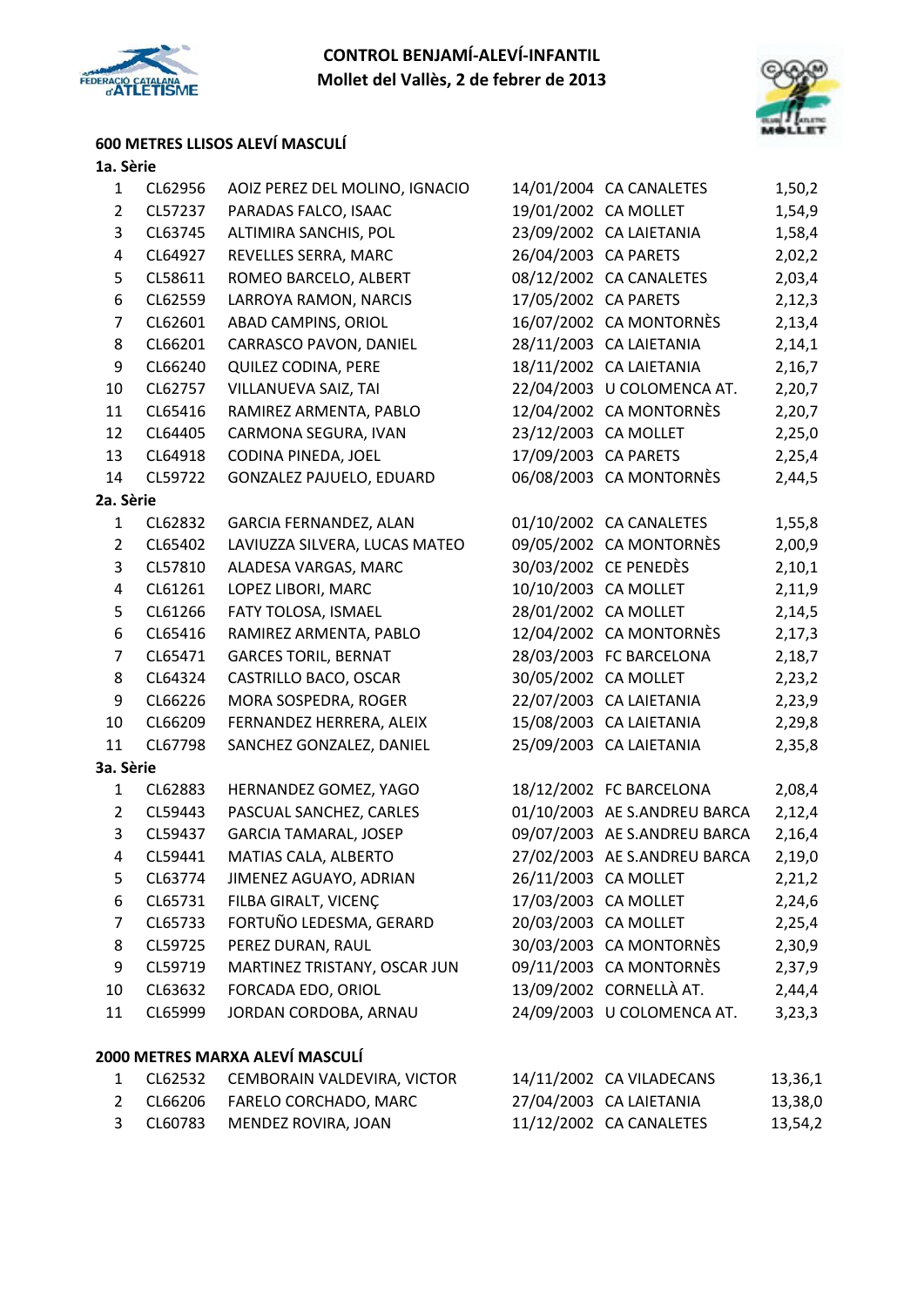**CONTROL BENJAMÍ-ALEVÍ-INFANTIL**
**Mollet del Vallès, 2 de febrer de 2013**

## 600 METRES LLISOS ALEVÍ MASCULÍ

### 1a. Sèrie

| | | | | | |
|---|---|---|---|---|---|
| 1 | CL62956 | AOIZ PEREZ DEL MOLINO, IGNACIO | 14/01/2004 | CA CANALETES | 1,50,2 |
| 2 | CL57237 | PARADAS FALCO, ISAAC | 19/01/2002 | CA MOLLET | 1,54,9 |
| 3 | CL63745 | ALTIMIRA SANCHIS, POL | 23/09/2002 | CA LAIETANIA | 1,58,4 |
| 4 | CL64927 | REVELLES SERRA, MARC | 26/04/2003 | CA PARETS | 2,02,2 |
| 5 | CL58611 | ROMEO BARCELO, ALBERT | 08/12/2002 | CA CANALETES | 2,03,4 |
| 6 | CL62559 | LARROYA RAMON, NARCIS | 17/05/2002 | CA PARETS | 2,12,3 |
| 7 | CL62601 | ABAD CAMPINS, ORIOL | 16/07/2002 | CA MONTORNÈS | 2,13,4 |
| 8 | CL66201 | CARRASCO PAVON, DANIEL | 28/11/2003 | CA LAIETANIA | 2,14,1 |
| 9 | CL66240 | QUILEZ CODINA, PERE | 18/11/2002 | CA LAIETANIA | 2,16,7 |
| 10 | CL62757 | VILLANUEVA SAIZ, TAI | 22/04/2003 | U COLOMENCA AT. | 2,20,7 |
| 11 | CL65416 | RAMIREZ ARMENTA, PABLO | 12/04/2002 | CA MONTORNÈS | 2,20,7 |
| 12 | CL64405 | CARMONA SEGURA, IVAN | 23/12/2003 | CA MOLLET | 2,25,0 |
| 13 | CL64918 | CODINA PINEDA, JOEL | 17/09/2003 | CA PARETS | 2,25,4 |
| 14 | CL59722 | GONZALEZ PAJUELO, EDUARD | 06/08/2003 | CA MONTORNÈS | 2,44,5 |

### 2a. Sèrie

| | | | | | |
|---|---|---|---|---|---|
| 1 | CL62832 | GARCIA FERNANDEZ, ALAN | 01/10/2002 | CA CANALETES | 1,55,8 |
| 2 | CL65402 | LAVIUZZA SILVERA, LUCAS MATEO | 09/05/2002 | CA MONTORNÈS | 2,00,9 |
| 3 | CL57810 | ALADESA VARGAS, MARC | 30/03/2002 | CE PENEDÈS | 2,10,1 |
| 4 | CL61261 | LOPEZ LIBORI, MARC | 10/10/2003 | CA MOLLET | 2,11,9 |
| 5 | CL61266 | FATY TOLOSA, ISMAEL | 28/01/2002 | CA MOLLET | 2,14,5 |
| 6 | CL65416 | RAMIREZ ARMENTA, PABLO | 12/04/2002 | CA MONTORNÈS | 2,17,3 |
| 7 | CL65471 | GARCES TORIL, BERNAT | 28/03/2003 | FC BARCELONA | 2,18,7 |
| 8 | CL64324 | CASTRILLO BACO, OSCAR | 30/05/2002 | CA MOLLET | 2,23,2 |
| 9 | CL66226 | MORA SOSPEDRA, ROGER | 22/07/2003 | CA LAIETANIA | 2,23,9 |
| 10 | CL66209 | FERNANDEZ HERRERA, ALEIX | 15/08/2003 | CA LAIETANIA | 2,29,8 |
| 11 | CL67798 | SANCHEZ GONZALEZ, DANIEL | 25/09/2003 | CA LAIETANIA | 2,35,8 |

### 3a. Sèrie

| | | | | | |
|---|---|---|---|---|---|
| 1 | CL62883 | HERNANDEZ GOMEZ, YAGO | 18/12/2002 | FC BARCELONA | 2,08,4 |
| 2 | CL59443 | PASCUAL SANCHEZ, CARLES | 01/10/2003 | AE S.ANDREU BARCA | 2,12,4 |
| 3 | CL59437 | GARCIA TAMARAL, JOSEP | 09/07/2003 | AE S.ANDREU BARCA | 2,16,4 |
| 4 | CL59441 | MATIAS CALA, ALBERTO | 27/02/2003 | AE S.ANDREU BARCA | 2,19,0 |
| 5 | CL63774 | JIMENEZ AGUAYO, ADRIAN | 26/11/2003 | CA MOLLET | 2,21,2 |
| 6 | CL65731 | FILBA GIRALT, VICENÇ | 17/03/2003 | CA MOLLET | 2,24,6 |
| 7 | CL65733 | FORTUÑO LEDESMA, GERARD | 20/03/2003 | CA MOLLET | 2,25,4 |
| 8 | CL59725 | PEREZ DURAN, RAUL | 30/03/2003 | CA MONTORNÈS | 2,30,9 |
| 9 | CL59719 | MARTINEZ TRISTANY, OSCAR JUN | 09/11/2003 | CA MONTORNÈS | 2,37,9 |
| 10 | CL63632 | FORCADA EDO, ORIOL | 13/09/2002 | CORNELLÀ AT. | 2,44,4 |
| 11 | CL65999 | JORDAN CORDOBA, ARNAU | 24/09/2003 | U COLOMENCA AT. | 3,23,3 |

## 2000 METRES MARXA ALEVÍ MASCULÍ

| | | | | | |
|---|---|---|---|---|---|
| 1 | CL62532 | CEMBORAIN VALDEVIRA, VICTOR | 14/11/2002 | CA VILADECANS | 13,36,1 |
| 2 | CL66206 | FARELO CORCHADO, MARC | 27/04/2003 | CA LAIETANIA | 13,38,0 |
| 3 | CL60783 | MENDEZ ROVIRA, JOAN | 11/12/2002 | CA CANALETES | 13,54,2 |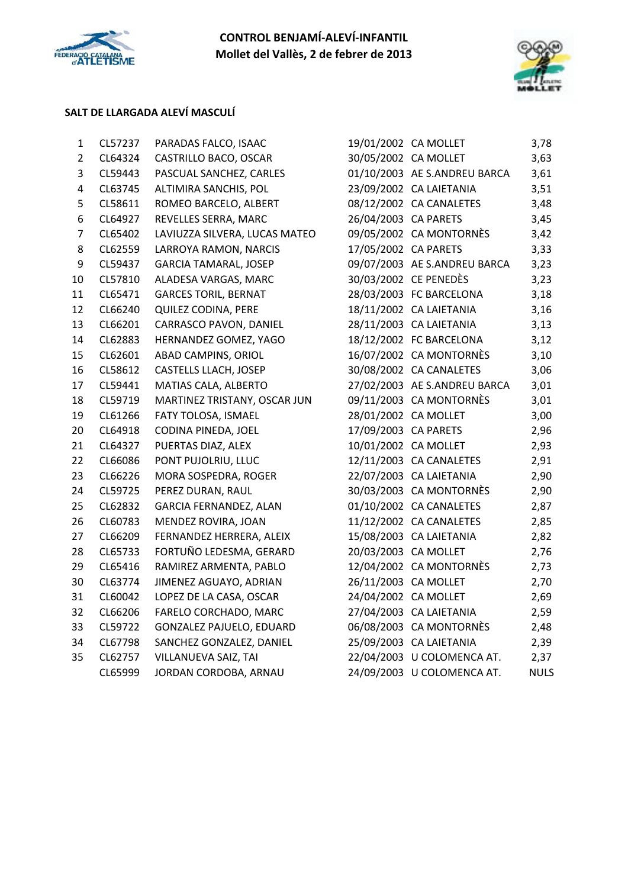**CONTROL BENJAMÍ-ALEVÍ-INFANTIL**
**Mollet del Vallès, 2 de febrer de 2013**

### SALT DE LLARGADA ALEVÍ MASCULÍ

| | | | | | |
|---|---|---|---|---|---|
| 1 | CL57237 | PARADAS FALCO, ISAAC | 19/01/2002 | CA MOLLET | 3,78 |
| 2 | CL64324 | CASTRILLO BACO, OSCAR | 30/05/2002 | CA MOLLET | 3,63 |
| 3 | CL59443 | PASCUAL SANCHEZ, CARLES | 01/10/2003 | AE S.ANDREU BARCA | 3,61 |
| 4 | CL63745 | ALTIMIRA SANCHIS, POL | 23/09/2002 | CA LAIETANIA | 3,51 |
| 5 | CL58611 | ROMEO BARCELO, ALBERT | 08/12/2002 | CA CANALETES | 3,48 |
| 6 | CL64927 | REVELLES SERRA, MARC | 26/04/2003 | CA PARETS | 3,45 |
| 7 | CL65402 | LAVIUZZA SILVERA, LUCAS MATEO | 09/05/2002 | CA MONTORNÈS | 3,42 |
| 8 | CL62559 | LARROYA RAMON, NARCIS | 17/05/2002 | CA PARETS | 3,33 |
| 9 | CL59437 | GARCIA TAMARAL, JOSEP | 09/07/2003 | AE S.ANDREU BARCA | 3,23 |
| 10 | CL57810 | ALADESA VARGAS, MARC | 30/03/2002 | CE PENEDÈS | 3,23 |
| 11 | CL65471 | GARCES TORIL, BERNAT | 28/03/2003 | FC BARCELONA | 3,18 |
| 12 | CL66240 | QUILEZ CODINA, PERE | 18/11/2002 | CA LAIETANIA | 3,16 |
| 13 | CL66201 | CARRASCO PAVON, DANIEL | 28/11/2003 | CA LAIETANIA | 3,13 |
| 14 | CL62883 | HERNANDEZ GOMEZ, YAGO | 18/12/2002 | FC BARCELONA | 3,12 |
| 15 | CL62601 | ABAD CAMPINS, ORIOL | 16/07/2002 | CA MONTORNÈS | 3,10 |
| 16 | CL58612 | CASTELLS LLACH, JOSEP | 30/08/2002 | CA CANALETES | 3,06 |
| 17 | CL59441 | MATIAS CALA, ALBERTO | 27/02/2003 | AE S.ANDREU BARCA | 3,01 |
| 18 | CL59719 | MARTINEZ TRISTANY, OSCAR JUN | 09/11/2003 | CA MONTORNÈS | 3,01 |
| 19 | CL61266 | FATY TOLOSA, ISMAEL | 28/01/2002 | CA MOLLET | 3,00 |
| 20 | CL64918 | CODINA PINEDA, JOEL | 17/09/2003 | CA PARETS | 2,96 |
| 21 | CL64327 | PUERTAS DIAZ, ALEX | 10/01/2002 | CA MOLLET | 2,93 |
| 22 | CL66086 | PONT PUJOLRIU, LLUC | 12/11/2003 | CA CANALETES | 2,91 |
| 23 | CL66226 | MORA SOSPEDRA, ROGER | 22/07/2003 | CA LAIETANIA | 2,90 |
| 24 | CL59725 | PEREZ DURAN, RAUL | 30/03/2003 | CA MONTORNÈS | 2,90 |
| 25 | CL62832 | GARCIA FERNANDEZ, ALAN | 01/10/2002 | CA CANALETES | 2,87 |
| 26 | CL60783 | MENDEZ ROVIRA, JOAN | 11/12/2002 | CA CANALETES | 2,85 |
| 27 | CL66209 | FERNANDEZ HERRERA, ALEIX | 15/08/2003 | CA LAIETANIA | 2,82 |
| 28 | CL65733 | FORTUÑO LEDESMA, GERARD | 20/03/2003 | CA MOLLET | 2,76 |
| 29 | CL65416 | RAMIREZ ARMENTA, PABLO | 12/04/2002 | CA MONTORNÈS | 2,73 |
| 30 | CL63774 | JIMENEZ AGUAYO, ADRIAN | 26/11/2003 | CA MOLLET | 2,70 |
| 31 | CL60042 | LOPEZ DE LA CASA, OSCAR | 24/04/2002 | CA MOLLET | 2,69 |
| 32 | CL66206 | FARELO CORCHADO, MARC | 27/04/2003 | CA LAIETANIA | 2,59 |
| 33 | CL59722 | GONZALEZ PAJUELO, EDUARD | 06/08/2003 | CA MONTORNÈS | 2,48 |
| 34 | CL67798 | SANCHEZ GONZALEZ, DANIEL | 25/09/2003 | CA LAIETANIA | 2,39 |
| 35 | CL62757 | VILLANUEVA SAIZ, TAI | 22/04/2003 | U COLOMENCA AT. | 2,37 |
| | CL65999 | JORDAN CORDOBA, ARNAU | 24/09/2003 | U COLOMENCA AT. | NULS |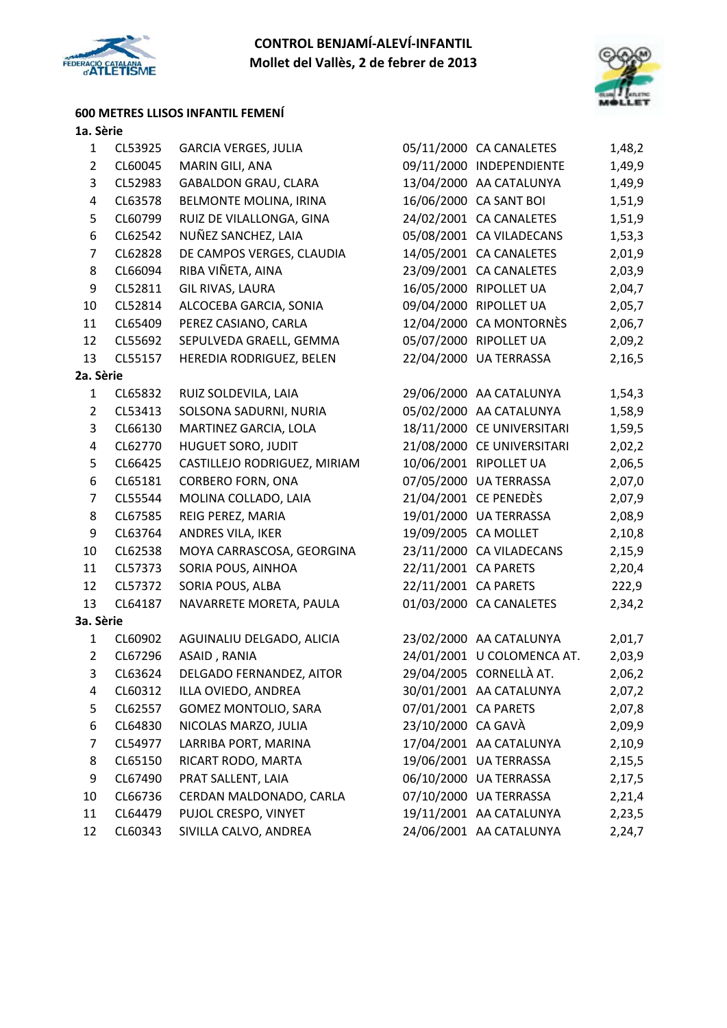**CONTROL BENJAMÍ-ALEVÍ-INFANTIL**
**Mollet del Vallès, 2 de febrer de 2013**

### 600 METRES LLISOS INFANTIL FEMENÍ

**1a. Sèrie**

| | | | | | |
|---|---|---|---|---|---|
| 1 | CL53925 | GARCIA VERGES, JULIA | 05/11/2000 | CA CANALETES | 1,48,2 |
| 2 | CL60045 | MARIN GILI, ANA | 09/11/2000 | INDEPENDIENTE | 1,49,9 |
| 3 | CL52983 | GABALDON GRAU, CLARA | 13/04/2000 | AA CATALUNYA | 1,49,9 |
| 4 | CL63578 | BELMONTE MOLINA, IRINA | 16/06/2000 | CA SANT BOI | 1,51,9 |
| 5 | CL60799 | RUIZ DE VILALLONGA, GINA | 24/02/2001 | CA CANALETES | 1,51,9 |
| 6 | CL62542 | NUÑEZ SANCHEZ, LAIA | 05/08/2001 | CA VILADECANS | 1,53,3 |
| 7 | CL62828 | DE CAMPOS VERGES, CLAUDIA | 14/05/2001 | CA CANALETES | 2,01,9 |
| 8 | CL66094 | RIBA VIÑETA, AINA | 23/09/2001 | CA CANALETES | 2,03,9 |
| 9 | CL52811 | GIL RIVAS, LAURA | 16/05/2000 | RIPOLLET UA | 2,04,7 |
| 10 | CL52814 | ALCOCEBA GARCIA, SONIA | 09/04/2000 | RIPOLLET UA | 2,05,7 |
| 11 | CL65409 | PEREZ CASIANO, CARLA | 12/04/2000 | CA MONTORNÈS | 2,06,7 |
| 12 | CL55692 | SEPULVEDA GRAELL, GEMMA | 05/07/2000 | RIPOLLET UA | 2,09,2 |
| 13 | CL55157 | HEREDIA RODRIGUEZ, BELEN | 22/04/2000 | UA TERRASSA | 2,16,5 |

**2a. Sèrie**

| | | | | | |
|---|---|---|---|---|---|
| 1 | CL65832 | RUIZ SOLDEVILA, LAIA | 29/06/2000 | AA CATALUNYA | 1,54,3 |
| 2 | CL53413 | SOLSONA SADURNI, NURIA | 05/02/2000 | AA CATALUNYA | 1,58,9 |
| 3 | CL66130 | MARTINEZ GARCIA, LOLA | 18/11/2000 | CE UNIVERSITARI | 1,59,5 |
| 4 | CL62770 | HUGUET SORO, JUDIT | 21/08/2000 | CE UNIVERSITARI | 2,02,2 |
| 5 | CL66425 | CASTILLEJO RODRIGUEZ, MIRIAM | 10/06/2001 | RIPOLLET UA | 2,06,5 |
| 6 | CL65181 | CORBERO FORN, ONA | 07/05/2000 | UA TERRASSA | 2,07,0 |
| 7 | CL55544 | MOLINA COLLADO, LAIA | 21/04/2001 | CE PENEDÈS | 2,07,9 |
| 8 | CL67585 | REIG PEREZ, MARIA | 19/01/2000 | UA TERRASSA | 2,08,9 |
| 9 | CL63764 | ANDRES VILA, IKER | 19/09/2005 | CA MOLLET | 2,10,8 |
| 10 | CL62538 | MOYA CARRASCOSA, GEORGINA | 23/11/2000 | CA VILADECANS | 2,15,9 |
| 11 | CL57373 | SORIA POUS, AINHOA | 22/11/2001 | CA PARETS | 2,20,4 |
| 12 | CL57372 | SORIA POUS, ALBA | 22/11/2001 | CA PARETS | 222,9 |
| 13 | CL64187 | NAVARRETE MORETA, PAULA | 01/03/2000 | CA CANALETES | 2,34,2 |

**3a. Sèrie**

| | | | | | |
|---|---|---|---|---|---|
| 1 | CL60902 | AGUINALIU DELGADO, ALICIA | 23/02/2000 | AA CATALUNYA | 2,01,7 |
| 2 | CL67296 | ASAID , RANIA | 24/01/2001 | U COLOMENCA AT. | 2,03,9 |
| 3 | CL63624 | DELGADO FERNANDEZ, AITOR | 29/04/2005 | CORNELLÀ AT. | 2,06,2 |
| 4 | CL60312 | ILLA OVIEDO, ANDREA | 30/01/2001 | AA CATALUNYA | 2,07,2 |
| 5 | CL62557 | GOMEZ MONTOLIO, SARA | 07/01/2001 | CA PARETS | 2,07,8 |
| 6 | CL64830 | NICOLAS MARZO, JULIA | 23/10/2000 | CA GAVÀ | 2,09,9 |
| 7 | CL54977 | LARRIBA PORT, MARINA | 17/04/2001 | AA CATALUNYA | 2,10,9 |
| 8 | CL65150 | RICART RODO, MARTA | 19/06/2001 | UA TERRASSA | 2,15,5 |
| 9 | CL67490 | PRAT SALLENT, LAIA | 06/10/2000 | UA TERRASSA | 2,17,5 |
| 10 | CL66736 | CERDAN MALDONADO, CARLA | 07/10/2000 | UA TERRASSA | 2,21,4 |
| 11 | CL64479 | PUJOL CRESPO, VINYET | 19/11/2001 | AA CATALUNYA | 2,23,5 |
| 12 | CL60343 | SIVILLA CALVO, ANDREA | 24/06/2001 | AA CATALUNYA | 2,24,7 |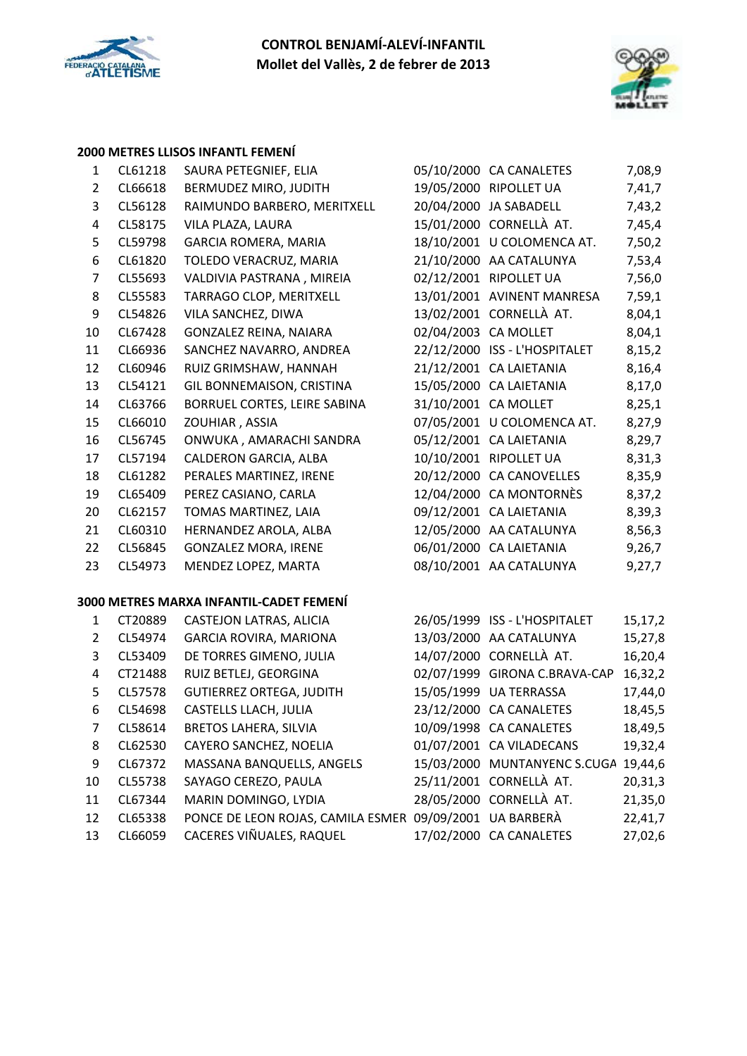# CONTROL BENJAMÍ-ALEVÍ-INFANTIL

**Mollet del Vallès, 2 de febrer de 2013**

## 2000 METRES LLISOS INFANTL FEMENÍ

| | | | | | |
|---|---|---|---|---|---|
| 1 | CL61218 | SAURA PETEGNIEF, ELIA | 05/10/2000 | CA CANALETES | 7,08,9 |
| 2 | CL66618 | BERMUDEZ MIRO, JUDITH | 19/05/2000 | RIPOLLET UA | 7,41,7 |
| 3 | CL56128 | RAIMUNDO BARBERO, MERITXELL | 20/04/2000 | JA SABADELL | 7,43,2 |
| 4 | CL58175 | VILA PLAZA, LAURA | 15/01/2000 | CORNELLÀ AT. | 7,45,4 |
| 5 | CL59798 | GARCIA ROMERA, MARIA | 18/10/2000 | U COLOMENCA AT. | 7,50,2 |
| 6 | CL61820 | TOLEDO VERACRUZ, MARIA | 21/10/2000 | AA CATALUNYA | 7,53,4 |
| 7 | CL55693 | VALDIVIA PASTRANA , MIREIA | 02/12/2001 | RIPOLLET UA | 7,56,0 |
| 8 | CL55583 | TARRAGO CLOP, MERITXELL | 13/01/2001 | AVINENT MANRESA | 7,59,1 |
| 9 | CL54826 | VILA SANCHEZ, DIWA | 13/02/2001 | CORNELLÀ AT. | 8,04,1 |
| 10 | CL67428 | GONZALEZ REINA, NAIARA | 02/04/2003 | CA MOLLET | 8,04,1 |
| 11 | CL66936 | SANCHEZ NAVARRO, ANDREA | 22/12/2000 | ISS - L'HOSPITALET | 8,15,2 |
| 12 | CL60946 | RUIZ GRIMSHAW, HANNAH | 21/12/2001 | CA LAIETANIA | 8,16,4 |
| 13 | CL54121 | GIL BONNEMAISON, CRISTINA | 15/05/2000 | CA LAIETANIA | 8,17,0 |
| 14 | CL63766 | BORRUEL CORTES, LEIRE SABINA | 31/10/2001 | CA MOLLET | 8,25,1 |
| 15 | CL66010 | ZOUHIAR , ASSIA | 07/05/2001 | U COLOMENCA AT. | 8,27,9 |
| 16 | CL56745 | ONWUKA , AMARACHI SANDRA | 05/12/2001 | CA LAIETANIA | 8,29,7 |
| 17 | CL57194 | CALDERON GARCIA, ALBA | 10/10/2001 | RIPOLLET UA | 8,31,3 |
| 18 | CL61282 | PERALES MARTINEZ, IRENE | 20/12/2000 | CA CANOVELLES | 8,35,9 |
| 19 | CL65409 | PEREZ CASIANO, CARLA | 12/04/2000 | CA MONTORNÈS | 8,37,2 |
| 20 | CL62157 | TOMAS MARTINEZ, LAIA | 09/12/2001 | CA LAIETANIA | 8,39,3 |
| 21 | CL60310 | HERNANDEZ AROLA, ALBA | 12/05/2000 | AA CATALUNYA | 8,56,3 |
| 22 | CL56845 | GONZALEZ MORA, IRENE | 06/01/2000 | CA LAIETANIA | 9,26,7 |
| 23 | CL54973 | MENDEZ LOPEZ, MARTA | 08/10/2001 | AA CATALUNYA | 9,27,7 |

## 3000 METRES MARXA INFANTIL-CADET FEMENÍ

| | | | | | |
|---|---|---|---|---|---|
| 1 | CT20889 | CASTEJON LATRAS, ALICIA | 26/05/1999 | ISS - L'HOSPITALET | 15,17,2 |
| 2 | CL54974 | GARCIA ROVIRA, MARIONA | 13/03/2000 | AA CATALUNYA | 15,27,8 |
| 3 | CL53409 | DE TORRES GIMENO, JULIA | 14/07/2000 | CORNELLÀ AT. | 16,20,4 |
| 4 | CT21488 | RUIZ BETLEJ, GEORGINA | 02/07/1999 | GIRONA C.BRAVA-CAP | 16,32,2 |
| 5 | CL57578 | GUTIERREZ ORTEGA, JUDITH | 15/05/1999 | UA TERRASSA | 17,44,0 |
| 6 | CL54698 | CASTELLS LLACH, JULIA | 23/12/2000 | CA CANALETES | 18,45,5 |
| 7 | CL58614 | BRETOS LAHERA, SILVIA | 10/09/1998 | CA CANALETES | 18,49,5 |
| 8 | CL62530 | CAYERO SANCHEZ, NOELIA | 01/07/2001 | CA VILADECANS | 19,32,4 |
| 9 | CL67372 | MASSANA BANQUELLS, ANGELS | 15/03/2000 | MUNTANYENC S.CUGA | 19,44,6 |
| 10 | CL55738 | SAYAGO CEREZO, PAULA | 25/11/2001 | CORNELLÀ AT. | 20,31,3 |
| 11 | CL67344 | MARIN DOMINGO, LYDIA | 28/05/2000 | CORNELLÀ AT. | 21,35,0 |
| 12 | CL65338 | PONCE DE LEON ROJAS, CAMILA ESMER | 09/09/2001 | UA BARBERÀ | 22,41,7 |
| 13 | CL66059 | CACERES VIÑUALES, RAQUEL | 17/02/2000 | CA CANALETES | 27,02,6 |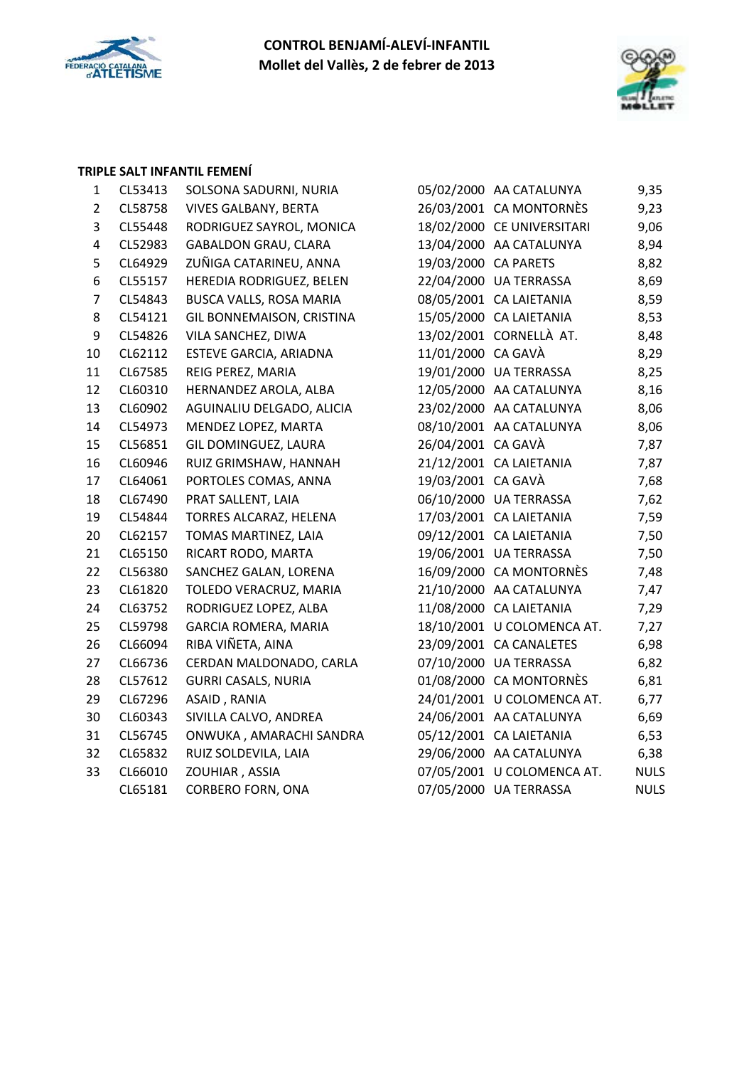**CONTROL BENJAMÍ-ALEVÍ-INFANTIL**
**Mollet del Vallès, 2 de febrer de 2013**

**TRIPLE SALT INFANTIL FEMENÍ**

| | | | | | |
|---|---|---|---|---|---|
| 1 | CL53413 | SOLSONA SADURNI, NURIA | 05/02/2000 | AA CATALUNYA | 9,35 |
| 2 | CL58758 | VIVES GALBANY, BERTA | 26/03/2001 | CA MONTORNÈS | 9,23 |
| 3 | CL55448 | RODRIGUEZ SAYROL, MONICA | 18/02/2000 | CE UNIVERSITARI | 9,06 |
| 4 | CL52983 | GABALDON GRAU, CLARA | 13/04/2000 | AA CATALUNYA | 8,94 |
| 5 | CL64929 | ZUÑIGA CATARINEU, ANNA | 19/03/2000 | CA PARETS | 8,82 |
| 6 | CL55157 | HEREDIA RODRIGUEZ, BELEN | 22/04/2000 | UA TERRASSA | 8,69 |
| 7 | CL54843 | BUSCA VALLS, ROSA MARIA | 08/05/2001 | CA LAIETANIA | 8,59 |
| 8 | CL54121 | GIL BONNEMAISON, CRISTINA | 15/05/2000 | CA LAIETANIA | 8,53 |
| 9 | CL54826 | VILA SANCHEZ, DIWA | 13/02/2001 | CORNELLÀ AT. | 8,48 |
| 10 | CL62112 | ESTEVE GARCIA, ARIADNA | 11/01/2000 | CA GAVÀ | 8,29 |
| 11 | CL67585 | REIG PEREZ, MARIA | 19/01/2000 | UA TERRASSA | 8,25 |
| 12 | CL60310 | HERNANDEZ AROLA, ALBA | 12/05/2000 | AA CATALUNYA | 8,16 |
| 13 | CL60902 | AGUINALIU DELGADO, ALICIA | 23/02/2000 | AA CATALUNYA | 8,06 |
| 14 | CL54973 | MENDEZ LOPEZ, MARTA | 08/10/2001 | AA CATALUNYA | 8,06 |
| 15 | CL56851 | GIL DOMINGUEZ, LAURA | 26/04/2001 | CA GAVÀ | 7,87 |
| 16 | CL60946 | RUIZ GRIMSHAW, HANNAH | 21/12/2001 | CA LAIETANIA | 7,87 |
| 17 | CL64061 | PORTOLES COMAS, ANNA | 19/03/2001 | CA GAVÀ | 7,68 |
| 18 | CL67490 | PRAT SALLENT, LAIA | 06/10/2000 | UA TERRASSA | 7,62 |
| 19 | CL54844 | TORRES ALCARAZ, HELENA | 17/03/2001 | CA LAIETANIA | 7,59 |
| 20 | CL62157 | TOMAS MARTINEZ, LAIA | 09/12/2001 | CA LAIETANIA | 7,50 |
| 21 | CL65150 | RICART RODO, MARTA | 19/06/2001 | UA TERRASSA | 7,50 |
| 22 | CL56380 | SANCHEZ GALAN, LORENA | 16/09/2000 | CA MONTORNÈS | 7,48 |
| 23 | CL61820 | TOLEDO VERACRUZ, MARIA | 21/10/2000 | AA CATALUNYA | 7,47 |
| 24 | CL63752 | RODRIGUEZ LOPEZ, ALBA | 11/08/2000 | CA LAIETANIA | 7,29 |
| 25 | CL59798 | GARCIA ROMERA, MARIA | 18/10/2001 | U COLOMENCA AT. | 7,27 |
| 26 | CL66094 | RIBA VIÑETA, AINA | 23/09/2001 | CA CANALETES | 6,98 |
| 27 | CL66736 | CERDAN MALDONADO, CARLA | 07/10/2000 | UA TERRASSA | 6,82 |
| 28 | CL57612 | GURRI CASALS, NURIA | 01/08/2000 | CA MONTORNÈS | 6,81 |
| 29 | CL67296 | ASAID , RANIA | 24/01/2001 | U COLOMENCA AT. | 6,77 |
| 30 | CL60343 | SIVILLA CALVO, ANDREA | 24/06/2001 | AA CATALUNYA | 6,69 |
| 31 | CL56745 | ONWUKA , AMARACHI SANDRA | 05/12/2001 | CA LAIETANIA | 6,53 |
| 32 | CL65832 | RUIZ SOLDEVILA, LAIA | 29/06/2000 | AA CATALUNYA | 6,38 |
| 33 | CL66010 | ZOUHIAR , ASSIA | 07/05/2001 | U COLOMENCA AT. | NULS |
| | CL65181 | CORBERO FORN, ONA | 07/05/2000 | UA TERRASSA | NULS |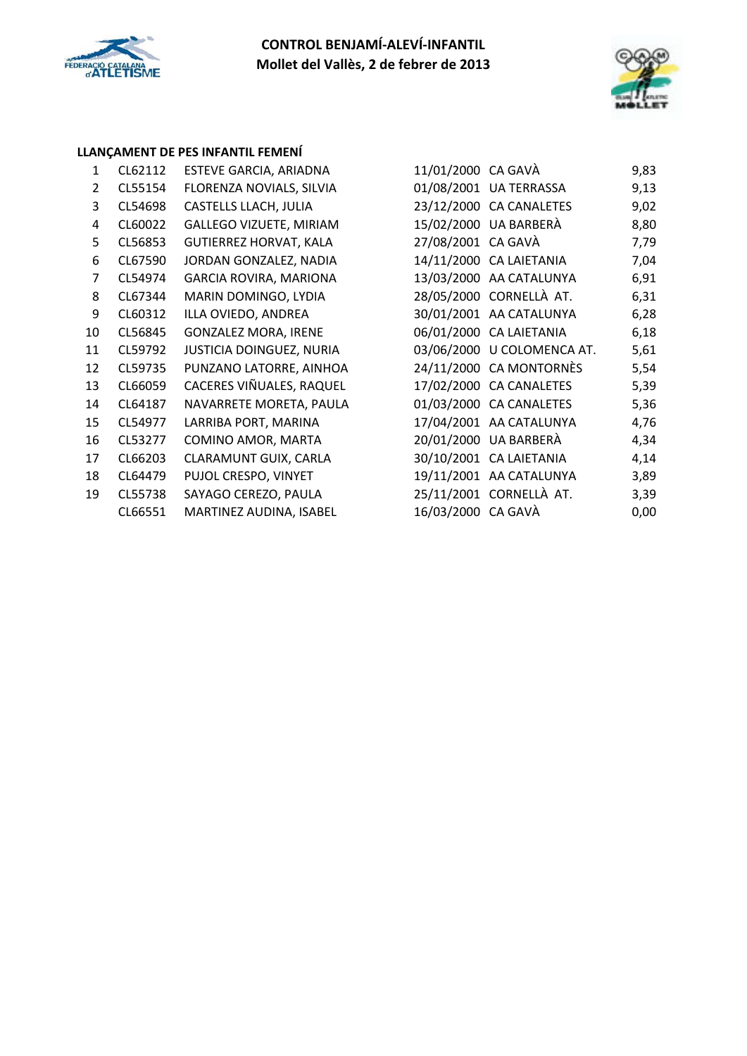**CONTROL BENJAMÍ-ALEVÍ-INFANTIL**
**Mollet del Vallès, 2 de febrer de 2013**

### LLANÇAMENT DE PES INFANTIL FEMENÍ

| | | | | | |
|---|---|---|---|---|---|
| 1 | CL62112 | ESTEVE GARCIA, ARIADNA | 11/01/2000 | CA GAVÀ | 9,83 |
| 2 | CL55154 | FLORENZA NOVIALS, SILVIA | 01/08/2001 | UA TERRASSA | 9,13 |
| 3 | CL54698 | CASTELLS LLACH, JULIA | 23/12/2000 | CA CANALETES | 9,02 |
| 4 | CL60022 | GALLEGO VIZUETE, MIRIAM | 15/02/2000 | UA BARBERÀ | 8,80 |
| 5 | CL56853 | GUTIERREZ HORVAT, KALA | 27/08/2001 | CA GAVÀ | 7,79 |
| 6 | CL67590 | JORDAN GONZALEZ, NADIA | 14/11/2000 | CA LAIETANIA | 7,04 |
| 7 | CL54974 | GARCIA ROVIRA, MARIONA | 13/03/2000 | AA CATALUNYA | 6,91 |
| 8 | CL67344 | MARIN DOMINGO, LYDIA | 28/05/2000 | CORNELLÀ AT. | 6,31 |
| 9 | CL60312 | ILLA OVIEDO, ANDREA | 30/01/2001 | AA CATALUNYA | 6,28 |
| 10 | CL56845 | GONZALEZ MORA, IRENE | 06/01/2000 | CA LAIETANIA | 6,18 |
| 11 | CL59792 | JUSTICIA DOINGUEZ, NURIA | 03/06/2000 | U COLOMENCA AT. | 5,61 |
| 12 | CL59735 | PUNZANO LATORRE, AINHOA | 24/11/2000 | CA MONTORNÈS | 5,54 |
| 13 | CL66059 | CACERES VIÑUALES, RAQUEL | 17/02/2000 | CA CANALETES | 5,39 |
| 14 | CL64187 | NAVARRETE MORETA, PAULA | 01/03/2000 | CA CANALETES | 5,36 |
| 15 | CL54977 | LARRIBA PORT, MARINA | 17/04/2001 | AA CATALUNYA | 4,76 |
| 16 | CL53277 | COMINO AMOR, MARTA | 20/01/2000 | UA BARBERÀ | 4,34 |
| 17 | CL66203 | CLARAMUNT GUIX, CARLA | 30/10/2001 | CA LAIETANIA | 4,14 |
| 18 | CL64479 | PUJOL CRESPO, VINYET | 19/11/2001 | AA CATALUNYA | 3,89 |
| 19 | CL55738 | SAYAGO CEREZO, PAULA | 25/11/2001 | CORNELLÀ AT. | 3,39 |
| | CL66551 | MARTINEZ AUDINA, ISABEL | 16/03/2000 | CA GAVÀ | 0,00 |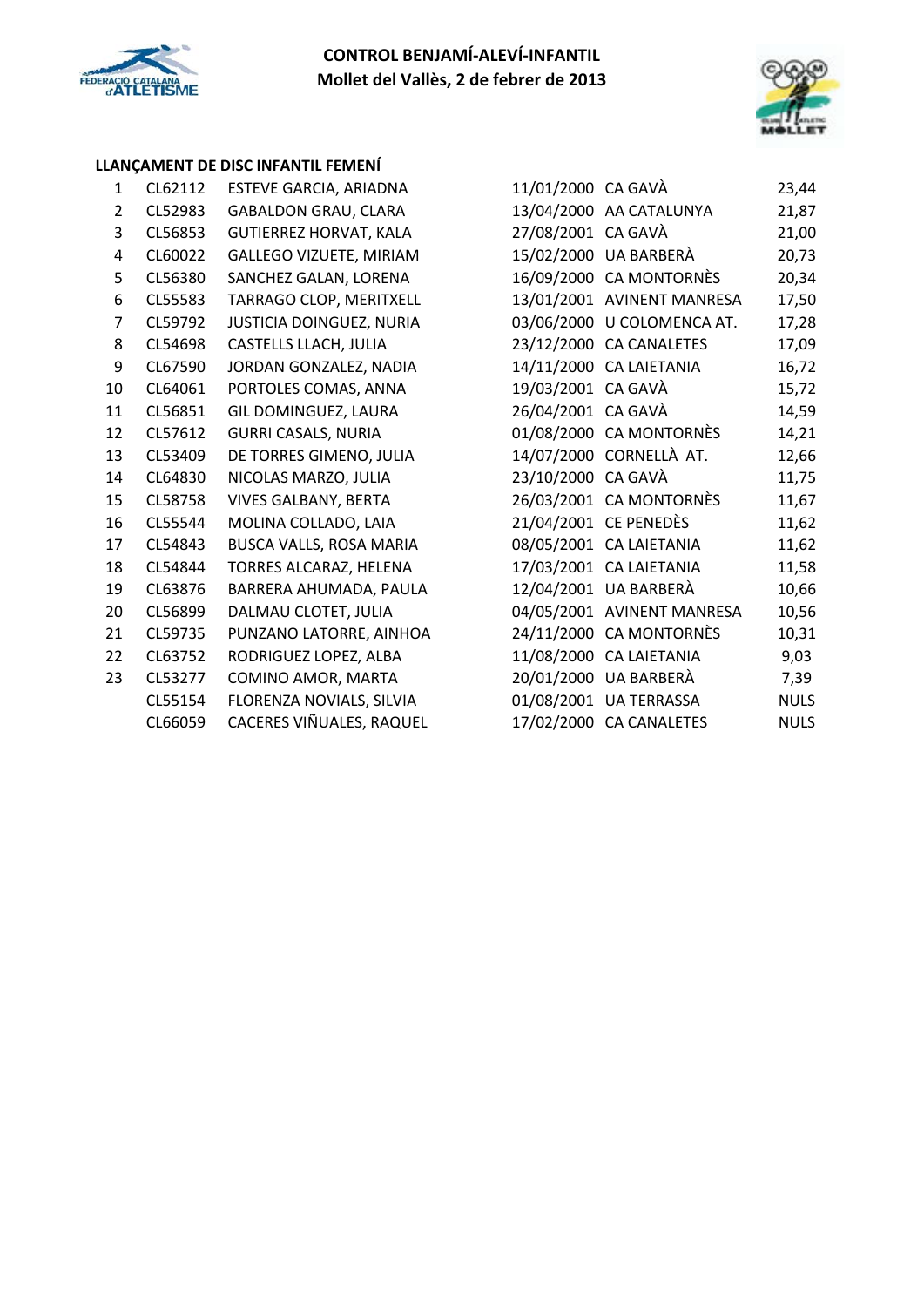**CONTROL BENJAMÍ-ALEVÍ-INFANTIL**
**Mollet del Vallès, 2 de febrer de 2013**

### LLANÇAMENT DE DISC INFANTIL FEMENÍ

| | | | | | |
|---|---|---|---|---|---|
| 1 | CL62112 | ESTEVE GARCIA, ARIADNA | 11/01/2000 | CA GAVÀ | 23,44 |
| 2 | CL52983 | GABALDON GRAU, CLARA | 13/04/2000 | AA CATALUNYA | 21,87 |
| 3 | CL56853 | GUTIERREZ HORVAT, KALA | 27/08/2001 | CA GAVÀ | 21,00 |
| 4 | CL60022 | GALLEGO VIZUETE, MIRIAM | 15/02/2000 | UA BARBERÀ | 20,73 |
| 5 | CL56380 | SANCHEZ GALAN, LORENA | 16/09/2000 | CA MONTORNÈS | 20,34 |
| 6 | CL55583 | TARRAGO CLOP, MERITXELL | 13/01/2001 | AVINENT MANRESA | 17,50 |
| 7 | CL59792 | JUSTICIA DOINGUEZ, NURIA | 03/06/2000 | U COLOMENCA AT. | 17,28 |
| 8 | CL54698 | CASTELLS LLACH, JULIA | 23/12/2000 | CA CANALETES | 17,09 |
| 9 | CL67590 | JORDAN GONZALEZ, NADIA | 14/11/2000 | CA LAIETANIA | 16,72 |
| 10 | CL64061 | PORTOLES COMAS, ANNA | 19/03/2001 | CA GAVÀ | 15,72 |
| 11 | CL56851 | GIL DOMINGUEZ, LAURA | 26/04/2001 | CA GAVÀ | 14,59 |
| 12 | CL57612 | GURRI CASALS, NURIA | 01/08/2000 | CA MONTORNÈS | 14,21 |
| 13 | CL53409 | DE TORRES GIMENO, JULIA | 14/07/2000 | CORNELLÀ AT. | 12,66 |
| 14 | CL64830 | NICOLAS MARZO, JULIA | 23/10/2000 | CA GAVÀ | 11,75 |
| 15 | CL58758 | VIVES GALBANY, BERTA | 26/03/2001 | CA MONTORNÈS | 11,67 |
| 16 | CL55544 | MOLINA COLLADO, LAIA | 21/04/2001 | CE PENEDÈS | 11,62 |
| 17 | CL54843 | BUSCA VALLS, ROSA MARIA | 08/05/2001 | CA LAIETANIA | 11,62 |
| 18 | CL54844 | TORRES ALCARAZ, HELENA | 17/03/2001 | CA LAIETANIA | 11,58 |
| 19 | CL63876 | BARRERA AHUMADA, PAULA | 12/04/2001 | UA BARBERÀ | 10,66 |
| 20 | CL56899 | DALMAU CLOTET, JULIA | 04/05/2001 | AVINENT MANRESA | 10,56 |
| 21 | CL59735 | PUNZANO LATORRE, AINHOA | 24/11/2000 | CA MONTORNÈS | 10,31 |
| 22 | CL63752 | RODRIGUEZ LOPEZ, ALBA | 11/08/2000 | CA LAIETANIA | 9,03 |
| 23 | CL53277 | COMINO AMOR, MARTA | 20/01/2000 | UA BARBERÀ | 7,39 |
| | CL55154 | FLORENZA NOVIALS, SILVIA | 01/08/2001 | UA TERRASSA | NULS |
| | CL66059 | CACERES VIÑUALES, RAQUEL | 17/02/2000 | CA CANALETES | NULS |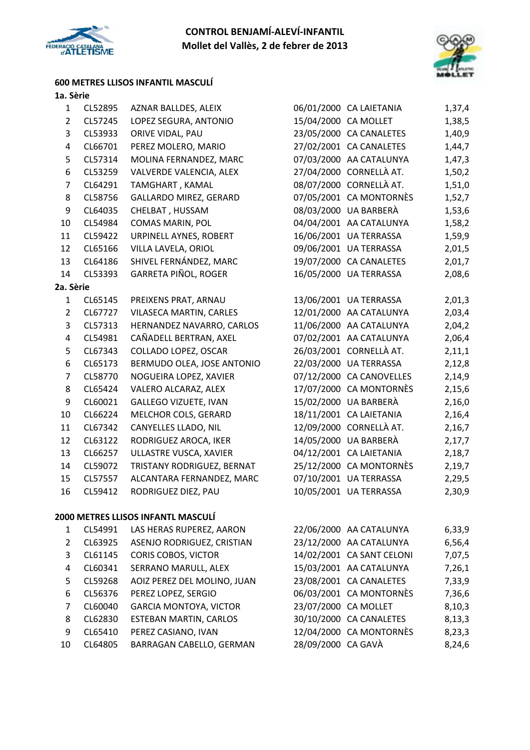**CONTROL BENJAMÍ-ALEVÍ-INFANTIL**
**Mollet del Vallès, 2 de febrer de 2013**

### 600 METRES LLISOS INFANTIL MASCULÍ

**1a. Sèrie**

| | | | | | |
|---|---|---|---|---|---|
| 1 | CL52895 | AZNAR BALLDES, ALEIX | 06/01/2000 | CA LAIETANIA | 1,37,4 |
| 2 | CL57245 | LOPEZ SEGURA, ANTONIO | 15/04/2000 | CA MOLLET | 1,38,5 |
| 3 | CL53933 | ORIVE VIDAL, PAU | 23/05/2000 | CA CANALETES | 1,40,9 |
| 4 | CL66701 | PEREZ MOLERO, MARIO | 27/02/2001 | CA CANALETES | 1,44,7 |
| 5 | CL57314 | MOLINA FERNANDEZ, MARC | 07/03/2000 | AA CATALUNYA | 1,47,3 |
| 6 | CL53259 | VALVERDE VALENCIA, ALEX | 27/04/2000 | CORNELLÀ AT. | 1,50,2 |
| 7 | CL64291 | TAMGHART , KAMAL | 08/07/2000 | CORNELLÀ AT. | 1,51,0 |
| 8 | CL58756 | GALLARDO MIREZ, GERARD | 07/05/2001 | CA MONTORNÈS | 1,52,7 |
| 9 | CL64035 | CHELBAT , HUSSAM | 08/03/2000 | UA BARBERÀ | 1,53,6 |
| 10 | CL54984 | COMAS MARIN, POL | 04/04/2001 | AA CATALUNYA | 1,58,2 |
| 11 | CL59422 | URPINELL AYNES, ROBERT | 16/06/2001 | UA TERRASSA | 1,59,9 |
| 12 | CL65166 | VILLA LAVELA, ORIOL | 09/06/2001 | UA TERRASSA | 2,01,5 |
| 13 | CL64186 | SHIVEL FERNÁNDEZ, MARC | 19/07/2000 | CA CANALETES | 2,01,7 |
| 14 | CL53393 | GARRETA PIÑOL, ROGER | 16/05/2000 | UA TERRASSA | 2,08,6 |

**2a. Sèrie**

| | | | | | |
|---|---|---|---|---|---|
| 1 | CL65145 | PREIXENS PRAT, ARNAU | 13/06/2001 | UA TERRASSA | 2,01,3 |
| 2 | CL67727 | VILASECA MARTIN, CARLES | 12/01/2000 | AA CATALUNYA | 2,03,4 |
| 3 | CL57313 | HERNANDEZ NAVARRO, CARLOS | 11/06/2000 | AA CATALUNYA | 2,04,2 |
| 4 | CL54981 | CAÑADELL BERTRAN, AXEL | 07/02/2001 | AA CATALUNYA | 2,06,4 |
| 5 | CL67343 | COLLADO LOPEZ, OSCAR | 26/03/2001 | CORNELLÀ AT. | 2,11,1 |
| 6 | CL65173 | BERMUDO OLEA, JOSE ANTONIO | 22/03/2000 | UA TERRASSA | 2,12,8 |
| 7 | CL58770 | NOGUEIRA LOPEZ, XAVIER | 07/12/2000 | CA CANOVELLES | 2,14,9 |
| 8 | CL65424 | VALERO ALCARAZ, ALEX | 17/07/2000 | CA MONTORNÈS | 2,15,6 |
| 9 | CL60021 | GALLEGO VIZUETE, IVAN | 15/02/2000 | UA BARBERÀ | 2,16,0 |
| 10 | CL66224 | MELCHOR COLS, GERARD | 18/11/2001 | CA LAIETANIA | 2,16,4 |
| 11 | CL67342 | CANYELLES LLADO, NIL | 12/09/2000 | CORNELLÀ AT. | 2,16,7 |
| 12 | CL63122 | RODRIGUEZ AROCA, IKER | 14/05/2000 | UA BARBERÀ | 2,17,7 |
| 13 | CL66257 | ULLASTRE VUSCA, XAVIER | 04/12/2001 | CA LAIETANIA | 2,18,7 |
| 14 | CL59072 | TRISTANY RODRIGUEZ, BERNAT | 25/12/2000 | CA MONTORNÈS | 2,19,7 |
| 15 | CL57557 | ALCANTARA FERNANDEZ, MARC | 07/10/2001 | UA TERRASSA | 2,29,5 |
| 16 | CL59412 | RODRIGUEZ DIEZ, PAU | 10/05/2001 | UA TERRASSA | 2,30,9 |

### 2000 METRES LLISOS INFANTL MASCULÍ

| | | | | | |
|---|---|---|---|---|---|
| 1 | CL54991 | LAS HERAS RUPEREZ, AARON | 22/06/2000 | AA CATALUNYA | 6,33,9 |
| 2 | CL63925 | ASENJO RODRIGUEZ, CRISTIAN | 23/12/2000 | AA CATALUNYA | 6,56,4 |
| 3 | CL61145 | CORIS COBOS, VICTOR | 14/02/2001 | CA SANT CELONI | 7,07,5 |
| 4 | CL60341 | SERRANO MARULL, ALEX | 15/03/2001 | AA CATALUNYA | 7,26,1 |
| 5 | CL59268 | AOIZ PEREZ DEL MOLINO, JUAN | 23/08/2001 | CA CANALETES | 7,33,9 |
| 6 | CL56376 | PEREZ LOPEZ, SERGIO | 06/03/2001 | CA MONTORNÈS | 7,36,6 |
| 7 | CL60040 | GARCIA MONTOYA, VICTOR | 23/07/2000 | CA MOLLET | 8,10,3 |
| 8 | CL62830 | ESTEBAN MARTIN, CARLOS | 30/10/2000 | CA CANALETES | 8,13,3 |
| 9 | CL65410 | PEREZ CASIANO, IVAN | 12/04/2000 | CA MONTORNÈS | 8,23,3 |
| 10 | CL64805 | BARRAGAN CABELLO, GERMAN | 28/09/2000 | CA GAVÀ | 8,24,6 |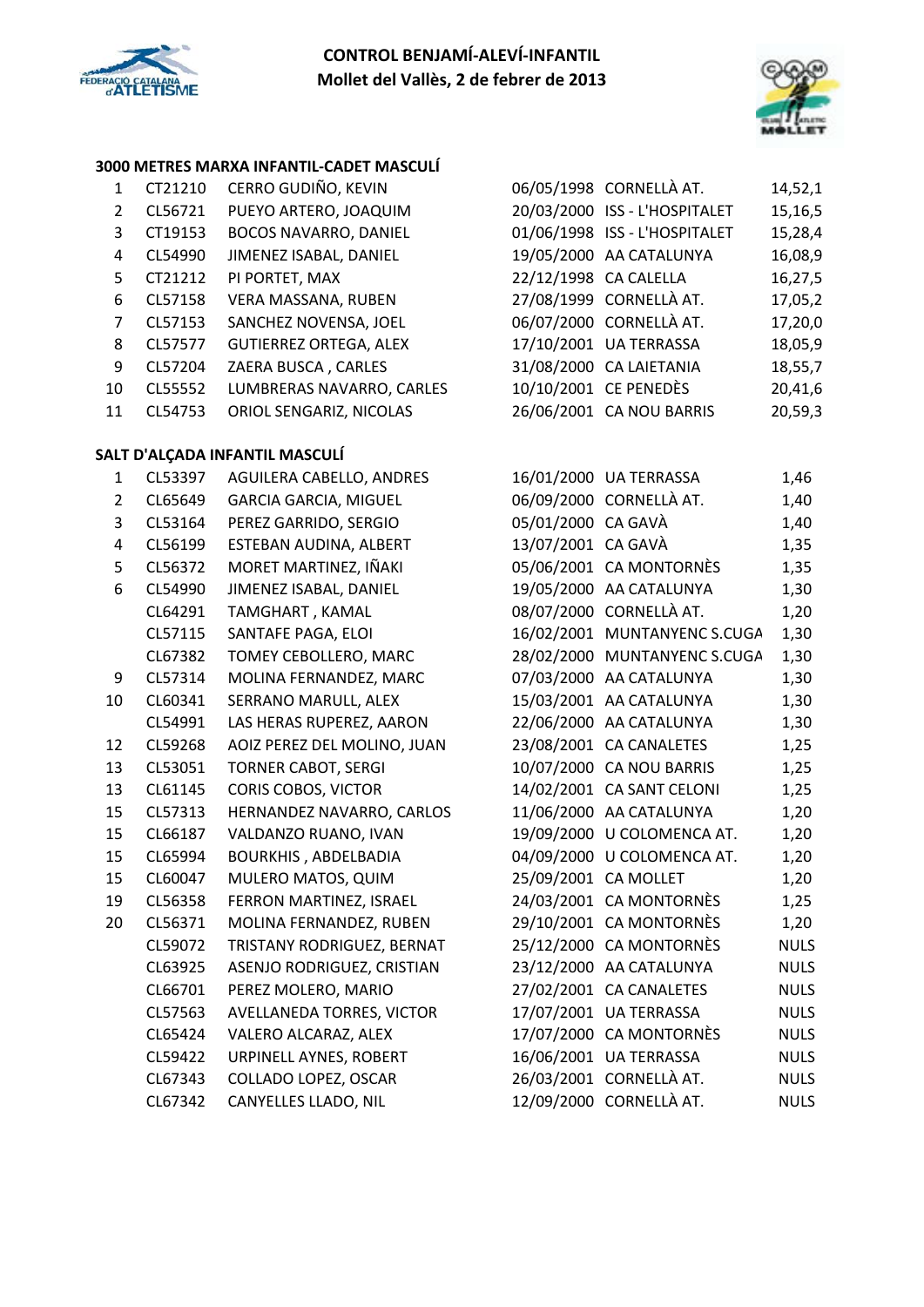**CONTROL BENJAMÍ-ALEVÍ-INFANTIL**
**Mollet del Vallès, 2 de febrer de 2013**

### 3000 METRES MARXA INFANTIL-CADET MASCULÍ

| | | | | | |
|---|---|---|---|---|---|
| 1 | CT21210 | CERRO GUDIÑO, KEVIN | 06/05/1998 | CORNELLÀ AT. | 14,52,1 |
| 2 | CL56721 | PUEYO ARTERO, JOAQUIM | 20/03/2000 | ISS - L'HOSPITALET | 15,16,5 |
| 3 | CT19153 | BOCOS NAVARRO, DANIEL | 01/06/1998 | ISS - L'HOSPITALET | 15,28,4 |
| 4 | CL54990 | JIMENEZ ISABAL, DANIEL | 19/05/2000 | AA CATALUNYA | 16,08,9 |
| 5 | CT21212 | PI PORTET, MAX | 22/12/1998 | CA CALELLA | 16,27,5 |
| 6 | CL57158 | VERA MASSANA, RUBEN | 27/08/1999 | CORNELLÀ AT. | 17,05,2 |
| 7 | CL57153 | SANCHEZ NOVENSA, JOEL | 06/07/2000 | CORNELLÀ AT. | 17,20,0 |
| 8 | CL57577 | GUTIERREZ ORTEGA, ALEX | 17/10/2001 | UA TERRASSA | 18,05,9 |
| 9 | CL57204 | ZAERA BUSCA , CARLES | 31/08/2000 | CA LAIETANIA | 18,55,7 |
| 10 | CL55552 | LUMBRERAS NAVARRO, CARLES | 10/10/2001 | CE PENEDÈS | 20,41,6 |
| 11 | CL54753 | ORIOL SENGARIZ, NICOLAS | 26/06/2001 | CA NOU BARRIS | 20,59,3 |

### SALT D'ALÇADA INFANTIL MASCULÍ

| | | | | | |
|---|---|---|---|---|---|
| 1 | CL53397 | AGUILERA CABELLO, ANDRES | 16/01/2000 | UA TERRASSA | 1,46 |
| 2 | CL65649 | GARCIA GARCIA, MIGUEL | 06/09/2000 | CORNELLÀ AT. | 1,40 |
| 3 | CL53164 | PEREZ GARRIDO, SERGIO | 05/01/2000 | CA GAVÀ | 1,40 |
| 4 | CL56199 | ESTEBAN AUDINA, ALBERT | 13/07/2001 | CA GAVÀ | 1,35 |
| 5 | CL56372 | MORET MARTINEZ, IÑAKI | 05/06/2001 | CA MONTORNÈS | 1,35 |
| 6 | CL54990 | JIMENEZ ISABAL, DANIEL | 19/05/2000 | AA CATALUNYA | 1,30 |
| | CL64291 | TAMGHART , KAMAL | 08/07/2000 | CORNELLÀ AT. | 1,20 |
| | CL57115 | SANTAFE PAGA, ELOI | 16/02/2001 | MUNTANYENC S.CUGA | 1,30 |
| | CL67382 | TOMEY CEBOLLERO, MARC | 28/02/2000 | MUNTANYENC S.CUGA | 1,30 |
| 9 | CL57314 | MOLINA FERNANDEZ, MARC | 07/03/2000 | AA CATALUNYA | 1,30 |
| 10 | CL60341 | SERRANO MARULL, ALEX | 15/03/2001 | AA CATALUNYA | 1,30 |
| | CL54991 | LAS HERAS RUPEREZ, AARON | 22/06/2000 | AA CATALUNYA | 1,30 |
| 12 | CL59268 | AOIZ PEREZ DEL MOLINO, JUAN | 23/08/2001 | CA CANALETES | 1,25 |
| 13 | CL53051 | TORNER CABOT, SERGI | 10/07/2000 | CA NOU BARRIS | 1,25 |
| 13 | CL61145 | CORIS COBOS, VICTOR | 14/02/2001 | CA SANT CELONI | 1,25 |
| 15 | CL57313 | HERNANDEZ NAVARRO, CARLOS | 11/06/2000 | AA CATALUNYA | 1,20 |
| 15 | CL66187 | VALDANZO RUANO, IVAN | 19/09/2000 | U COLOMENCA AT. | 1,20 |
| 15 | CL65994 | BOURKHIS , ABDELBADIA | 04/09/2000 | U COLOMENCA AT. | 1,20 |
| 15 | CL60047 | MULERO MATOS, QUIM | 25/09/2001 | CA MOLLET | 1,20 |
| 19 | CL56358 | FERRON MARTINEZ, ISRAEL | 24/03/2001 | CA MONTORNÈS | 1,25 |
| 20 | CL56371 | MOLINA FERNANDEZ, RUBEN | 29/10/2001 | CA MONTORNÈS | 1,20 |
| | CL59072 | TRISTANY RODRIGUEZ, BERNAT | 25/12/2000 | CA MONTORNÈS | NULS |
| | CL63925 | ASENJO RODRIGUEZ, CRISTIAN | 23/12/2000 | AA CATALUNYA | NULS |
| | CL66701 | PEREZ MOLERO, MARIO | 27/02/2001 | CA CANALETES | NULS |
| | CL57563 | AVELLANEDA TORRES, VICTOR | 17/07/2001 | UA TERRASSA | NULS |
| | CL65424 | VALERO ALCARAZ, ALEX | 17/07/2000 | CA MONTORNÈS | NULS |
| | CL59422 | URPINELL AYNES, ROBERT | 16/06/2001 | UA TERRASSA | NULS |
| | CL67343 | COLLADO LOPEZ, OSCAR | 26/03/2001 | CORNELLÀ AT. | NULS |
| | CL67342 | CANYELLES LLADO, NIL | 12/09/2000 | CORNELLÀ AT. | NULS |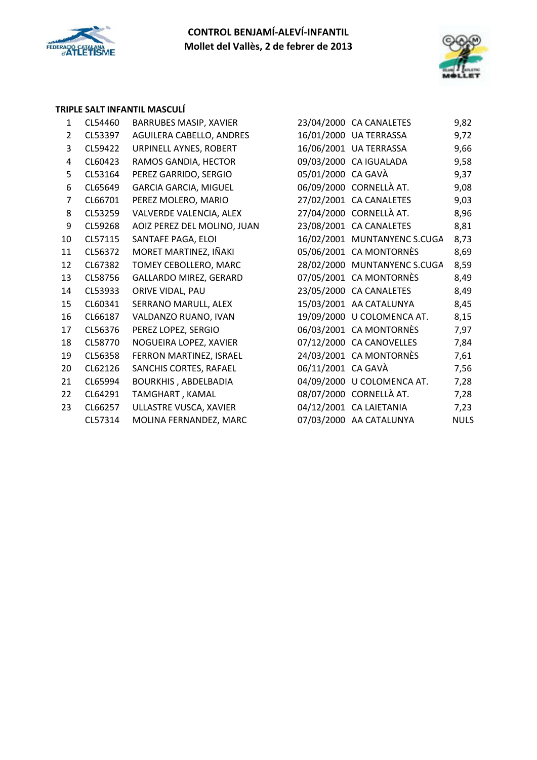**CONTROL BENJAMÍ-ALEVÍ-INFANTIL**
**Mollet del Vallès, 2 de febrer de 2013**

### TRIPLE SALT INFANTIL MASCULÍ

| | | | | | |
|---|---|---|---|---|---|
| 1 | CL54460 | BARRUBES MASIP, XAVIER | 23/04/2000 | CA CANALETES | 9,82 |
| 2 | CL53397 | AGUILERA CABELLO, ANDRES | 16/01/2000 | UA TERRASSA | 9,72 |
| 3 | CL59422 | URPINELL AYNES, ROBERT | 16/06/2001 | UA TERRASSA | 9,66 |
| 4 | CL60423 | RAMOS GANDIA, HECTOR | 09/03/2000 | CA IGUALADA | 9,58 |
| 5 | CL53164 | PEREZ GARRIDO, SERGIO | 05/01/2000 | CA GAVÀ | 9,37 |
| 6 | CL65649 | GARCIA GARCIA, MIGUEL | 06/09/2000 | CORNELLÀ AT. | 9,08 |
| 7 | CL66701 | PEREZ MOLERO, MARIO | 27/02/2001 | CA CANALETES | 9,03 |
| 8 | CL53259 | VALVERDE VALENCIA, ALEX | 27/04/2000 | CORNELLÀ AT. | 8,96 |
| 9 | CL59268 | AOIZ PEREZ DEL MOLINO, JUAN | 23/08/2001 | CA CANALETES | 8,81 |
| 10 | CL57115 | SANTAFE PAGA, ELOI | 16/02/2001 | MUNTANYENC S.CUGA | 8,73 |
| 11 | CL56372 | MORET MARTINEZ, IÑAKI | 05/06/2001 | CA MONTORNÈS | 8,69 |
| 12 | CL67382 | TOMEY CEBOLLERO, MARC | 28/02/2000 | MUNTANYENC S.CUGA | 8,59 |
| 13 | CL58756 | GALLARDO MIREZ, GERARD | 07/05/2001 | CA MONTORNÈS | 8,49 |
| 14 | CL53933 | ORIVE VIDAL, PAU | 23/05/2000 | CA CANALETES | 8,49 |
| 15 | CL60341 | SERRANO MARULL, ALEX | 15/03/2001 | AA CATALUNYA | 8,45 |
| 16 | CL66187 | VALDANZO RUANO, IVAN | 19/09/2000 | U COLOMENCA AT. | 8,15 |
| 17 | CL56376 | PEREZ LOPEZ, SERGIO | 06/03/2001 | CA MONTORNÈS | 7,97 |
| 18 | CL58770 | NOGUEIRA LOPEZ, XAVIER | 07/12/2000 | CA CANOVELLES | 7,84 |
| 19 | CL56358 | FERRON MARTINEZ, ISRAEL | 24/03/2001 | CA MONTORNÈS | 7,61 |
| 20 | CL62126 | SANCHIS CORTES, RAFAEL | 06/11/2001 | CA GAVÀ | 7,56 |
| 21 | CL65994 | BOURKHIS , ABDELBADIA | 04/09/2000 | U COLOMENCA AT. | 7,28 |
| 22 | CL64291 | TAMGHART , KAMAL | 08/07/2000 | CORNELLÀ AT. | 7,28 |
| 23 | CL66257 | ULLASTRE VUSCA, XAVIER | 04/12/2001 | CA LAIETANIA | 7,23 |
| | CL57314 | MOLINA FERNANDEZ, MARC | 07/03/2000 | AA CATALUNYA | NULS |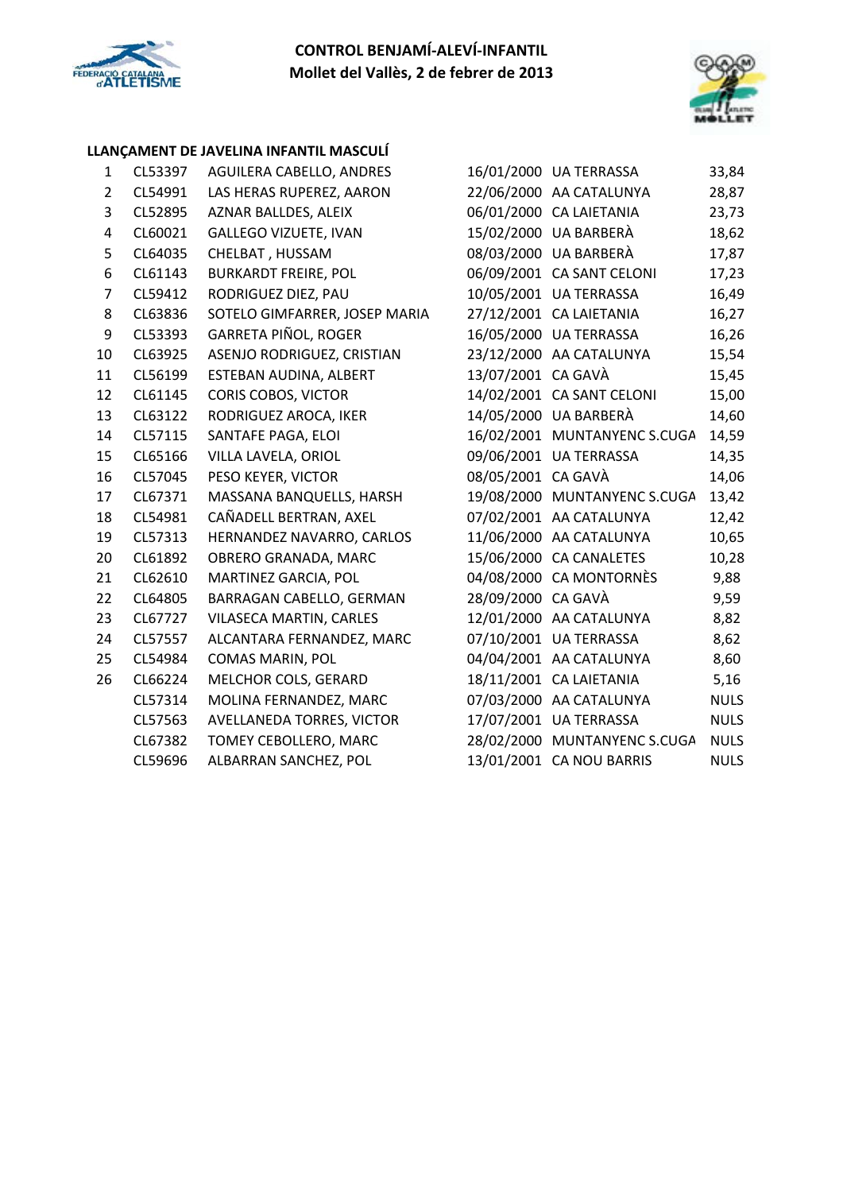**CONTROL BENJAMÍ-ALEVÍ-INFANTIL**
**Mollet del Vallès, 2 de febrer de 2013**

### LLANÇAMENT DE JAVELINA INFANTIL MASCULÍ

| | | | | | |
|---|---|---|---|---|---|
| 1 | CL53397 | AGUILERA CABELLO, ANDRES | 16/01/2000 | UA TERRASSA | 33,84 |
| 2 | CL54991 | LAS HERAS RUPEREZ, AARON | 22/06/2000 | AA CATALUNYA | 28,87 |
| 3 | CL52895 | AZNAR BALLDES, ALEIX | 06/01/2000 | CA LAIETANIA | 23,73 |
| 4 | CL60021 | GALLEGO VIZUETE, IVAN | 15/02/2000 | UA BARBERÀ | 18,62 |
| 5 | CL64035 | CHELBAT , HUSSAM | 08/03/2000 | UA BARBERÀ | 17,87 |
| 6 | CL61143 | BURKARDT FREIRE, POL | 06/09/2001 | CA SANT CELONI | 17,23 |
| 7 | CL59412 | RODRIGUEZ DIEZ, PAU | 10/05/2001 | UA TERRASSA | 16,49 |
| 8 | CL63836 | SOTELO GIMFARRER, JOSEP MARIA | 27/12/2001 | CA LAIETANIA | 16,27 |
| 9 | CL53393 | GARRETA PIÑOL, ROGER | 16/05/2000 | UA TERRASSA | 16,26 |
| 10 | CL63925 | ASENJO RODRIGUEZ, CRISTIAN | 23/12/2000 | AA CATALUNYA | 15,54 |
| 11 | CL56199 | ESTEBAN AUDINA, ALBERT | 13/07/2001 | CA GAVÀ | 15,45 |
| 12 | CL61145 | CORIS COBOS, VICTOR | 14/02/2001 | CA SANT CELONI | 15,00 |
| 13 | CL63122 | RODRIGUEZ AROCA, IKER | 14/05/2000 | UA BARBERÀ | 14,60 |
| 14 | CL57115 | SANTAFE PAGA, ELOI | 16/02/2001 | MUNTANYENC S.CUGA | 14,59 |
| 15 | CL65166 | VILLA LAVELA, ORIOL | 09/06/2001 | UA TERRASSA | 14,35 |
| 16 | CL57045 | PESO KEYER, VICTOR | 08/05/2001 | CA GAVÀ | 14,06 |
| 17 | CL67371 | MASSANA BANQUELLS, HARSH | 19/08/2000 | MUNTANYENC S.CUGA | 13,42 |
| 18 | CL54981 | CAÑADELL BERTRAN, AXEL | 07/02/2001 | AA CATALUNYA | 12,42 |
| 19 | CL57313 | HERNANDEZ NAVARRO, CARLOS | 11/06/2000 | AA CATALUNYA | 10,65 |
| 20 | CL61892 | OBRERO GRANADA, MARC | 15/06/2000 | CA CANALETES | 10,28 |
| 21 | CL62610 | MARTINEZ GARCIA, POL | 04/08/2000 | CA MONTORNÈS | 9,88 |
| 22 | CL64805 | BARRAGAN CABELLO, GERMAN | 28/09/2000 | CA GAVÀ | 9,59 |
| 23 | CL67727 | VILASECA MARTIN, CARLES | 12/01/2000 | AA CATALUNYA | 8,82 |
| 24 | CL57557 | ALCANTARA FERNANDEZ, MARC | 07/10/2001 | UA TERRASSA | 8,62 |
| 25 | CL54984 | COMAS MARIN, POL | 04/04/2001 | AA CATALUNYA | 8,60 |
| 26 | CL66224 | MELCHOR COLS, GERARD | 18/11/2001 | CA LAIETANIA | 5,16 |
| | CL57314 | MOLINA FERNANDEZ, MARC | 07/03/2000 | AA CATALUNYA | NULS |
| | CL57563 | AVELLANEDA TORRES, VICTOR | 17/07/2001 | UA TERRASSA | NULS |
| | CL67382 | TOMEY CEBOLLERO, MARC | 28/02/2000 | MUNTANYENC S.CUGA | NULS |
| | CL59696 | ALBARRAN SANCHEZ, POL | 13/01/2001 | CA NOU BARRIS | NULS |